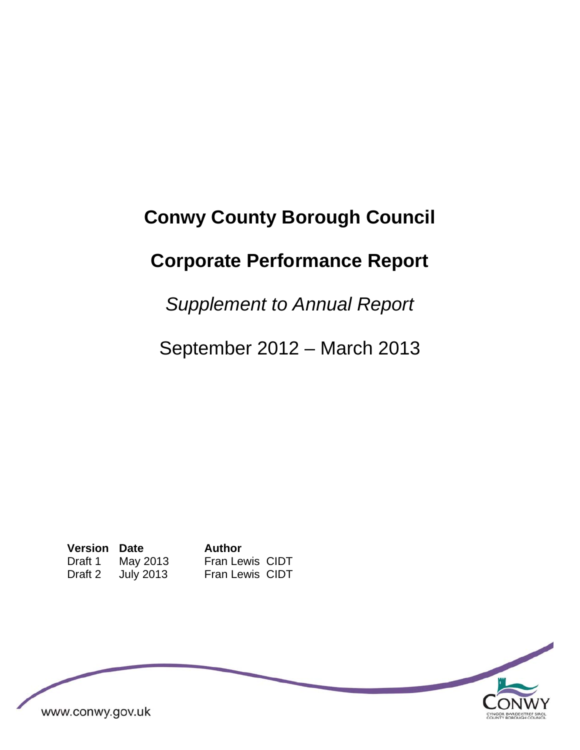# Conwy County Borough Council

## Corporate Performance Report

*Supplement to Annual Report*

September 2012 – March 2013

| Version | Date | Author |
|---|---|---|
| Draft 1 | May 2013 | Fran Lewis CIDT |
| Draft 2 | July 2013 | Fran Lewis CIDT |

www.conwy.gov.uk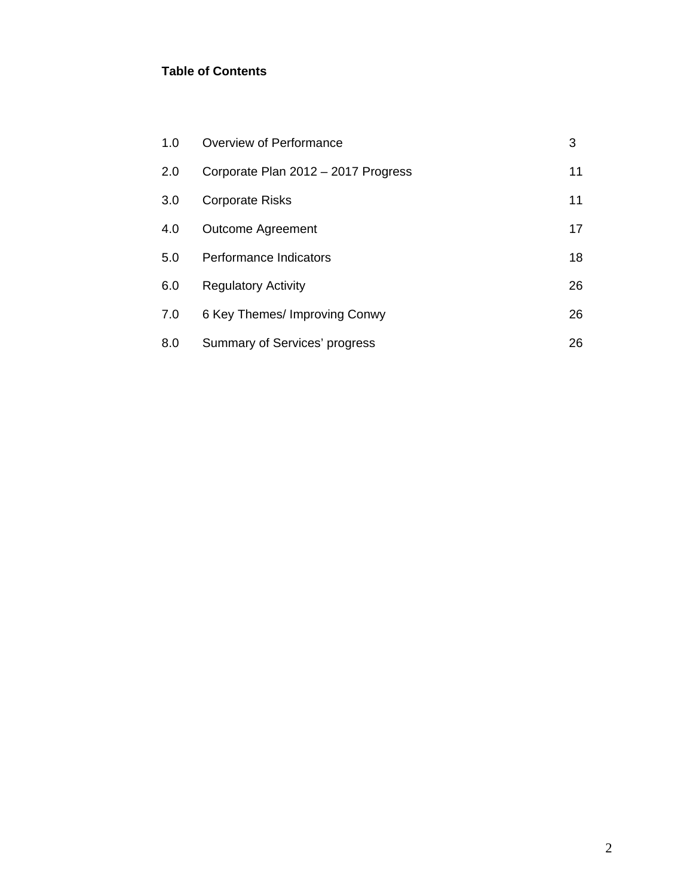**Table of Contents**

| | | |
|---|---|---|
| 1.0 | Overview of Performance | 3 |
| 2.0 | Corporate Plan 2012 – 2017 Progress | 11 |
| 3.0 | Corporate Risks | 11 |
| 4.0 | Outcome Agreement | 17 |
| 5.0 | Performance Indicators | 18 |
| 6.0 | Regulatory Activity | 26 |
| 7.0 | 6 Key Themes/ Improving Conwy | 26 |
| 8.0 | Summary of Services' progress | 26 |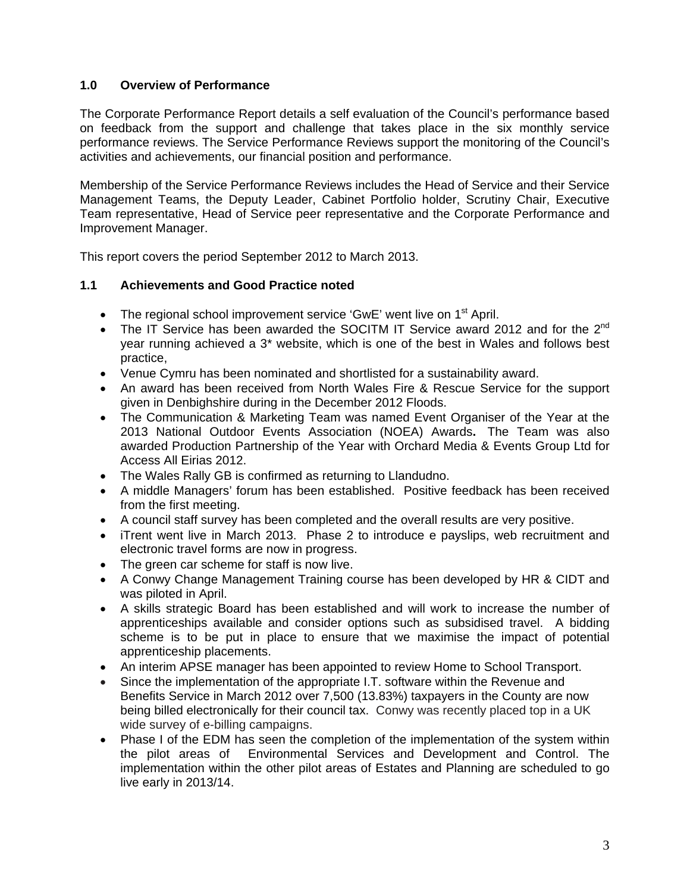## 1.0 Overview of Performance

The Corporate Performance Report details a self evaluation of the Council's performance based on feedback from the support and challenge that takes place in the six monthly service performance reviews. The Service Performance Reviews support the monitoring of the Council's activities and achievements, our financial position and performance.

Membership of the Service Performance Reviews includes the Head of Service and their Service Management Teams, the Deputy Leader, Cabinet Portfolio holder, Scrutiny Chair, Executive Team representative, Head of Service peer representative and the Corporate Performance and Improvement Manager.

This report covers the period September 2012 to March 2013.

### 1.1 Achievements and Good Practice noted

- The regional school improvement service 'GwE' went live on 1st April.
- The IT Service has been awarded the SOCITM IT Service award 2012 and for the 2nd year running achieved a 3* website, which is one of the best in Wales and follows best practice,
- Venue Cymru has been nominated and shortlisted for a sustainability award.
- An award has been received from North Wales Fire & Rescue Service for the support given in Denbighshire during in the December 2012 Floods.
- The Communication & Marketing Team was named Event Organiser of the Year at the 2013 National Outdoor Events Association (NOEA) Awards**.** The Team was also awarded Production Partnership of the Year with Orchard Media & Events Group Ltd for Access All Eirias 2012.
- The Wales Rally GB is confirmed as returning to Llandudno.
- A middle Managers' forum has been established. Positive feedback has been received from the first meeting.
- A council staff survey has been completed and the overall results are very positive.
- iTrent went live in March 2013. Phase 2 to introduce e payslips, web recruitment and electronic travel forms are now in progress.
- The green car scheme for staff is now live.
- A Conwy Change Management Training course has been developed by HR & CIDT and was piloted in April.
- A skills strategic Board has been established and will work to increase the number of apprenticeships available and consider options such as subsidised travel. A bidding scheme is to be put in place to ensure that we maximise the impact of potential apprenticeship placements.
- An interim APSE manager has been appointed to review Home to School Transport.
- Since the implementation of the appropriate I.T. software within the Revenue and Benefits Service in March 2012 over 7,500 (13.83%) taxpayers in the County are now being billed electronically for their council tax. Conwy was recently placed top in a UK wide survey of e-billing campaigns.
- Phase I of the EDM has seen the completion of the implementation of the system within the pilot areas of Environmental Services and Development and Control. The implementation within the other pilot areas of Estates and Planning are scheduled to go live early in 2013/14.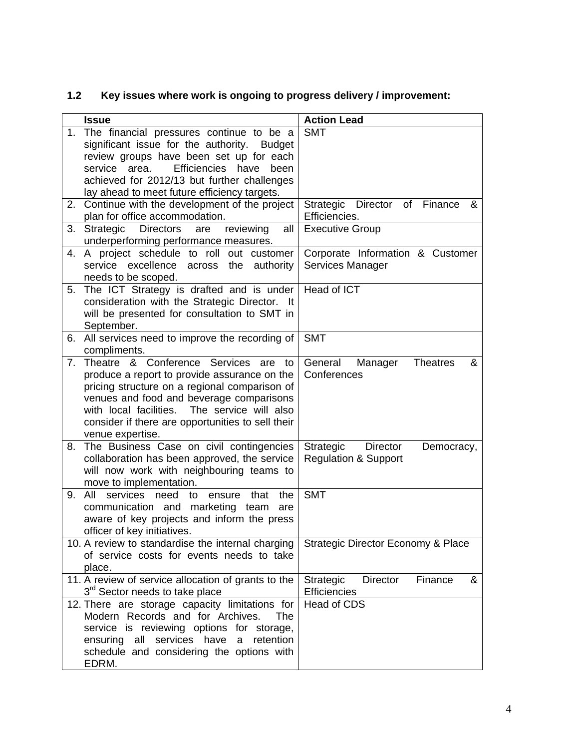### 1.2 Key issues where work is ongoing to progress delivery / improvement:

| | Issue | Action Lead |
|---|---|---|
| 1. | The financial pressures continue to be a significant issue for the authority. Budget review groups have been set up for each service area. Efficiencies have been achieved for 2012/13 but further challenges lay ahead to meet future efficiency targets. | SMT |
| 2. | Continue with the development of the project plan for office accommodation. | Strategic Director of Finance & Efficiencies. |
| 3. | Strategic Directors are reviewing all underperforming performance measures. | Executive Group |
| 4. | A project schedule to roll out customer service excellence across the authority needs to be scoped. | Corporate Information & Customer Services Manager |
| 5. | The ICT Strategy is drafted and is under consideration with the Strategic Director. It will be presented for consultation to SMT in September. | Head of ICT |
| 6. | All services need to improve the recording of compliments. | SMT |
| 7. | Theatre & Conference Services are to produce a report to provide assurance on the pricing structure on a regional comparison of venues and food and beverage comparisons with local facilities. The service will also consider if there are opportunities to sell their venue expertise. | General Manager Theatres & Conferences |
| 8. | The Business Case on civil contingencies collaboration has been approved, the service will now work with neighbouring teams to move to implementation. | Strategic Director Democracy, Regulation & Support |
| 9. | All services need to ensure that the communication and marketing team are aware of key projects and inform the press officer of key initiatives. | SMT |
| 10. | A review to standardise the internal charging of service costs for events needs to take place. | Strategic Director Economy & Place |
| 11. | A review of service allocation of grants to the 3rd Sector needs to take place | Strategic Director Finance & Efficiencies |
| 12. | There are storage capacity limitations for Modern Records and for Archives. The service is reviewing options for storage, ensuring all services have a retention schedule and considering the options with EDRM. | Head of CDS |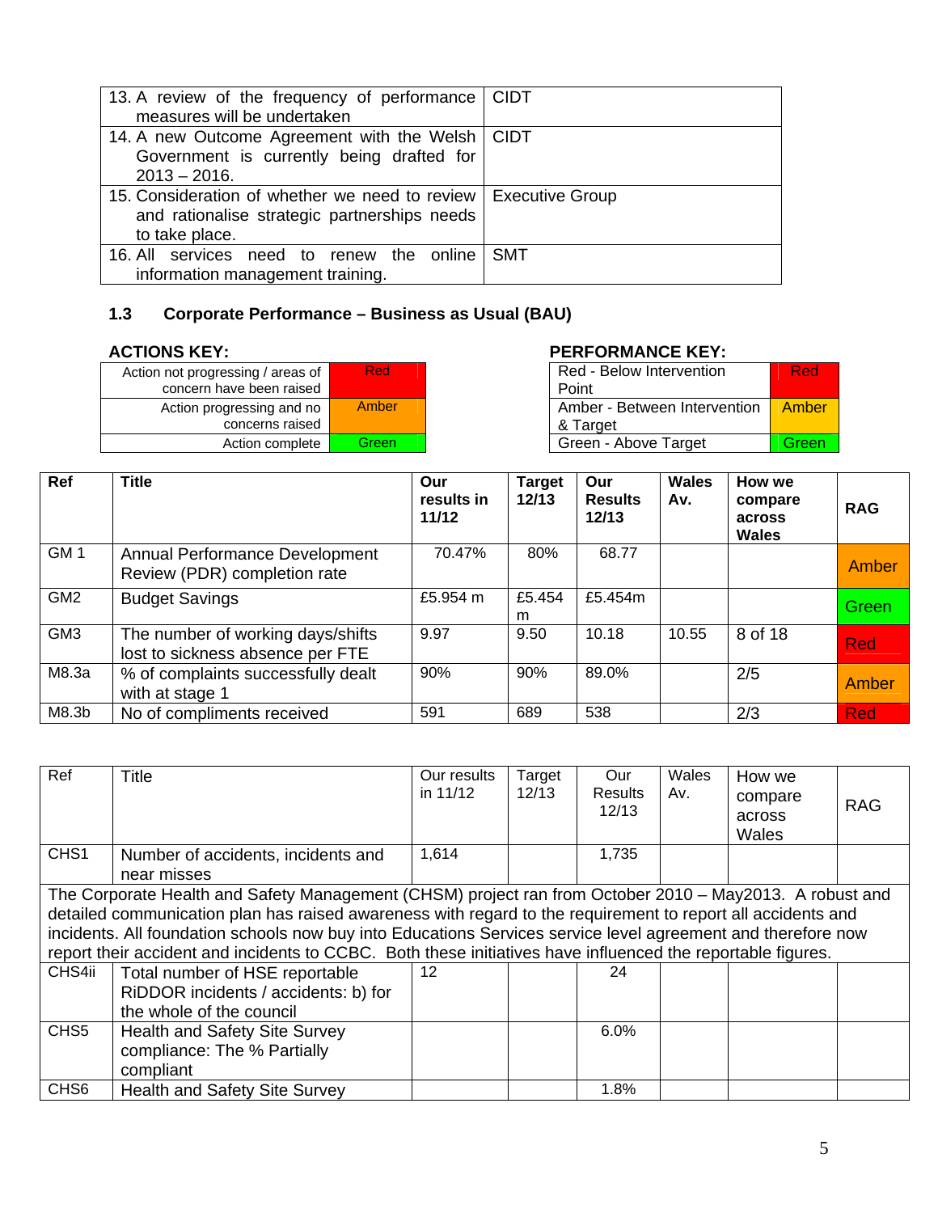| | |
|---|---|
| 13. A review of the frequency of performance measures will be undertaken | CIDT |
| 14. A new Outcome Agreement with the Welsh Government is currently being drafted for 2013 – 2016. | CIDT |
| 15. Consideration of whether we need to review and rationalise strategic partnerships needs to take place. | Executive Group |
| 16. All services need to renew the online information management training. | SMT |

### 1.3 Corporate Performance – Business as Usual (BAU)

**ACTIONS KEY:**

| | |
|---|---|
| Action not progressing / areas of concern have been raised | Red |
| Action progressing and no concerns raised | Amber |
| Action complete | Green |

**PERFORMANCE KEY:**

| | |
|---|---|
| Red - Below Intervention Point | Red |
| Amber - Between Intervention & Target | Amber |
| Green - Above Target | Green |

| **Ref** | **Title** | **Our results in 11/12** | **Target 12/13** | **Our Results 12/13** | **Wales Av.** | **How we compare across Wales** | **RAG** |
|---|---|---|---|---|---|---|---|
| GM 1 | Annual Performance Development Review (PDR) completion rate | 70.47% | 80% | 68.77 | | | Amber |
| GM2 | Budget Savings | £5.954 m | £5.454 m | £5.454m | | | Green |
| GM3 | The number of working days/shifts lost to sickness absence per FTE | 9.97 | 9.50 | 10.18 | 10.55 | 8 of 18 | Red |
| M8.3a | % of complaints successfully dealt with at stage 1 | 90% | 90% | 89.0% | | 2/5 | Amber |
| M8.3b | No of compliments received | 591 | 689 | 538 | | 2/3 | Red |

| Ref | Title | Our results in 11/12 | Target 12/13 | Our Results 12/13 | Wales Av. | How we compare across Wales | RAG |
|---|---|---|---|---|---|---|---|
| CHS1 | Number of accidents, incidents and near misses | 1,614 | | 1,735 | | | |
| The Corporate Health and Safety Management (CHSM) project ran from October 2010 – May2013. A robust and detailed communication plan has raised awareness with regard to the requirement to report all accidents and incidents. All foundation schools now buy into Educations Services service level agreement and therefore now report their accident and incidents to CCBC. Both these initiatives have influenced the reportable figures. | | | | | | | |
| CHS4ii | Total number of HSE reportable RiDDOR incidents / accidents: b) for the whole of the council | 12 | | 24 | | | |
| CHS5 | Health and Safety Site Survey compliance: The % Partially compliant | | | 6.0% | | | |
| CHS6 | Health and Safety Site Survey | | | 1.8% | | | |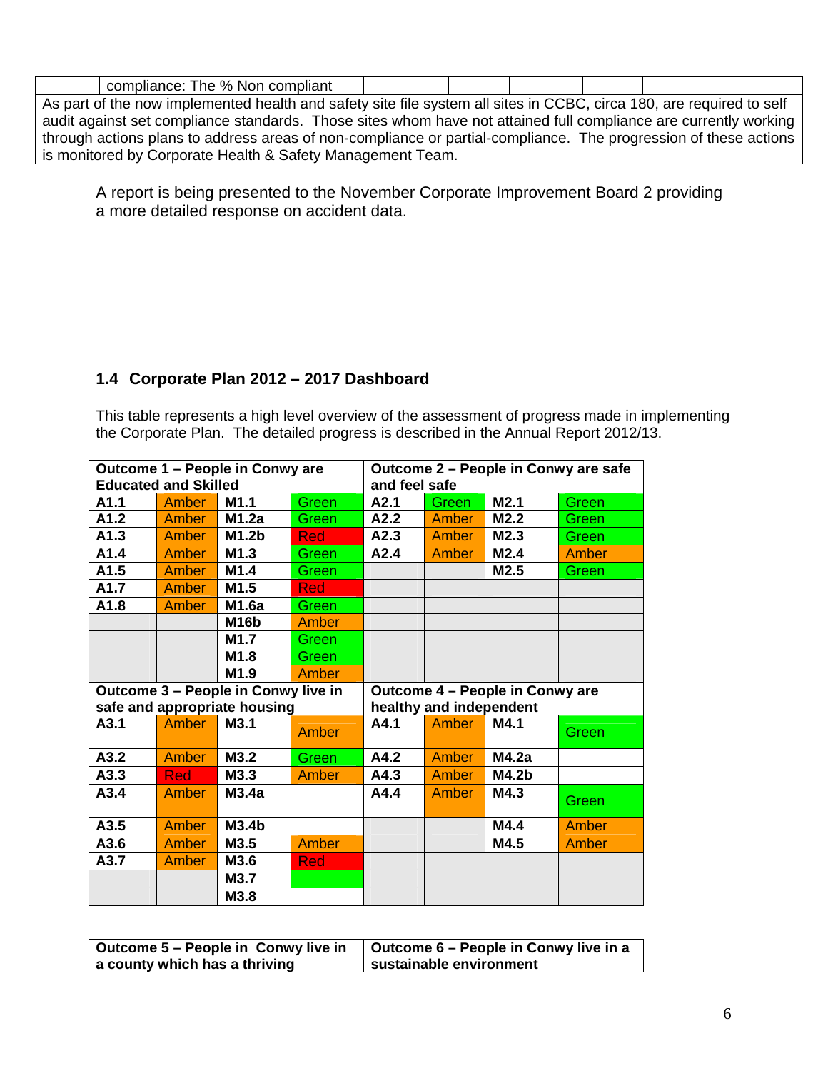| | compliance: The % Non compliant | | | | | | |
|---|---|---|---|---|---|---|---|
| As part of the now implemented health and safety site file system all sites in CCBC, circa 180, are required to self audit against set compliance standards. Those sites whom have not attained full compliance are currently working through actions plans to address areas of non-compliance or partial-compliance. The progression of these actions is monitored by Corporate Health & Safety Management Team. | | | | | | | |

A report is being presented to the November Corporate Improvement Board 2 providing a more detailed response on accident data.

### 1.4 Corporate Plan 2012 – 2017 Dashboard

This table represents a high level overview of the assessment of progress made in implementing the Corporate Plan. The detailed progress is described in the Annual Report 2012/13.

| **Outcome 1 – People in Conwy are Educated and Skilled** | | | | **Outcome 2 – People in Conwy are safe and feel safe** | | | |
|---|---|---|---|---|---|---|---|
| **A1.1** | Amber | **M1.1** | Green | **A2.1** | Green | **M2.1** | Green |
| **A1.2** | Amber | **M1.2a** | Green | **A2.2** | Amber | **M2.2** | Green |
| **A1.3** | Amber | **M1.2b** | Red | **A2.3** | Amber | **M2.3** | Green |
| **A1.4** | Amber | **M1.3** | Green | **A2.4** | Amber | **M2.4** | Amber |
| **A1.5** | Amber | **M1.4** | Green | | | **M2.5** | Green |
| **A1.7** | Amber | **M1.5** | Red | | | | |
| **A1.8** | Amber | **M1.6a** | Green | | | | |
| | | **M16b** | Amber | | | | |
| | | **M1.7** | Green | | | | |
| | | **M1.8** | Green | | | | |
| | | **M1.9** | Amber | | | | |
| **Outcome 3 – People in Conwy live in safe and appropriate housing** | | | | **Outcome 4 – People in Conwy are healthy and independent** | | | |
| **A3.1** | Amber | **M3.1** | Amber | **A4.1** | Amber | **M4.1** | Green |
| **A3.2** | Amber | **M3.2** | Green | **A4.2** | Amber | **M4.2a** | |
| **A3.3** | Red | **M3.3** | Amber | **A4.3** | Amber | **M4.2b** | |
| **A3.4** | Amber | **M3.4a** | | **A4.4** | Amber | **M4.3** | Green |
| **A3.5** | Amber | **M3.4b** | | | | **M4.4** | Amber |
| **A3.6** | Amber | **M3.5** | Amber | | | **M4.5** | Amber |
| **A3.7** | Amber | **M3.6** | Red | | | | |
| | | **M3.7** | | | | | |
| | | **M3.8** | | | | | |

| **Outcome 5 – People in Conwy live in a county which has a thriving** | **Outcome 6 – People in Conwy live in a sustainable environment** |
|---|---|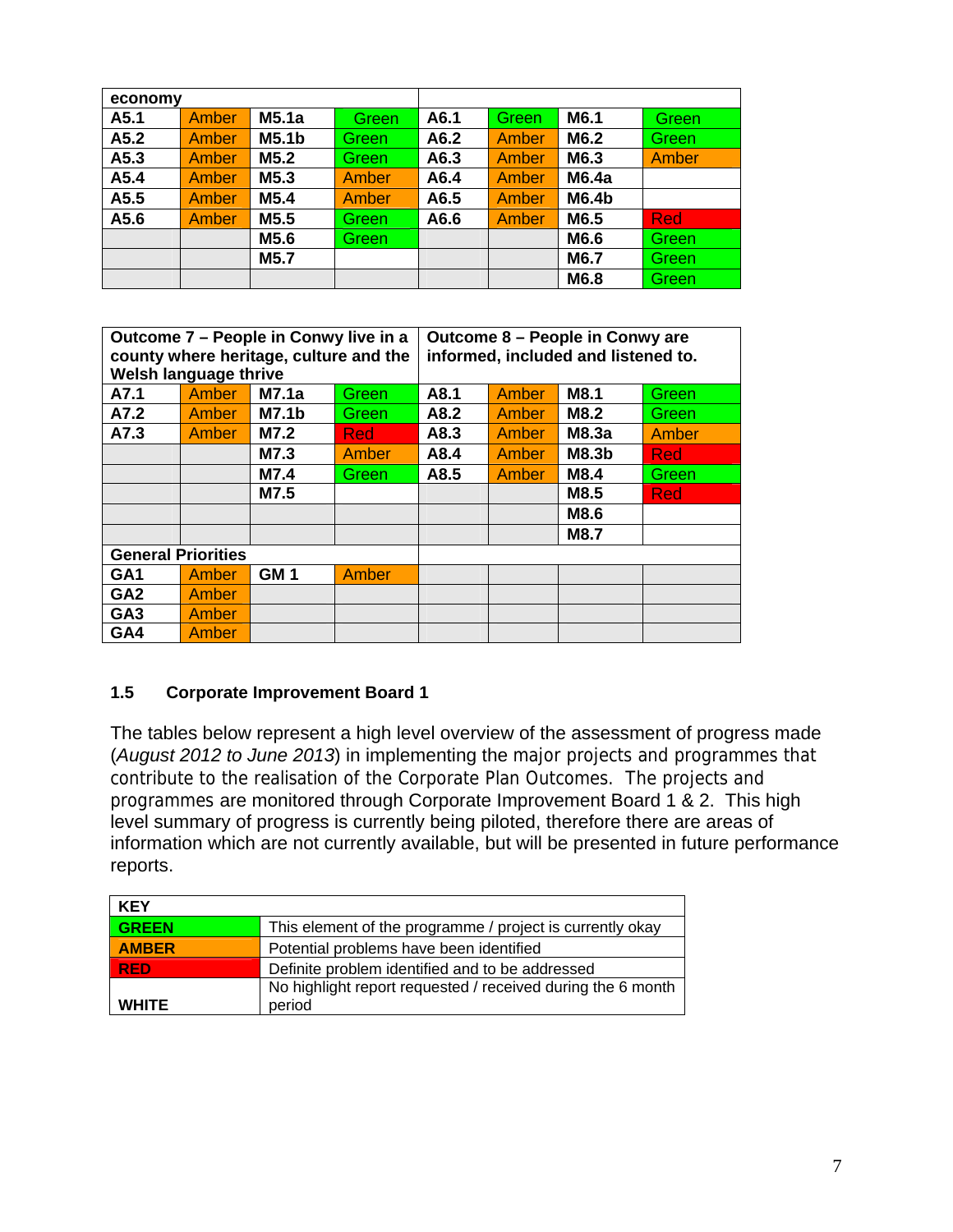| economy | | | | | | | |
|---|---|---|---|---|---|---|---|
| A5.1 | Amber | M5.1a | Green | A6.1 | Green | M6.1 | Green |
| A5.2 | Amber | M5.1b | Green | A6.2 | Amber | M6.2 | Green |
| A5.3 | Amber | M5.2 | Green | A6.3 | Amber | M6.3 | Amber |
| A5.4 | Amber | M5.3 | Amber | A6.4 | Amber | M6.4a | |
| A5.5 | Amber | M5.4 | Amber | A6.5 | Amber | M6.4b | |
| A5.6 | Amber | M5.5 | Green | A6.6 | Amber | M6.5 | Red |
| | | M5.6 | Green | | | M6.6 | Green |
| | | M5.7 | | | | M6.7 | Green |
| | | | | | | M6.8 | Green |

| Outcome 7 – People in Conwy live in a county where heritage, culture and the Welsh language thrive | | | | Outcome 8 – People in Conwy are informed, included and listened to. | | | |
|---|---|---|---|---|---|---|---|
| A7.1 | Amber | M7.1a | Green | A8.1 | Amber | M8.1 | Green |
| A7.2 | Amber | M7.1b | Green | A8.2 | Amber | M8.2 | Green |
| A7.3 | Amber | M7.2 | Red | A8.3 | Amber | M8.3a | Amber |
| | | M7.3 | Amber | A8.4 | Amber | M8.3b | Red |
| | | M7.4 | Green | A8.5 | Amber | M8.4 | Green |
| | | M7.5 | | | | M8.5 | Red |
| | | | | | | M8.6 | |
| | | | | | | M8.7 | |
| **General Priorities** | | | | | | | |
| GA1 | Amber | GM 1 | Amber | | | | |
| GA2 | Amber | | | | | | |
| GA3 | Amber | | | | | | |
| GA4 | Amber | | | | | | |

### 1.5 Corporate Improvement Board 1

The tables below represent a high level overview of the assessment of progress made (*August 2012 to June 2013*) in implementing the major projects and programmes that contribute to the realisation of the Corporate Plan Outcomes. The projects and programmes are monitored through Corporate Improvement Board 1 & 2. This high level summary of progress is currently being piloted, therefore there are areas of information which are not currently available, but will be presented in future performance reports.

| KEY | |
|---|---|
| **GREEN** | This element of the programme / project is currently okay |
| **AMBER** | Potential problems have been identified |
| **RED** | Definite problem identified and to be addressed |
| **WHITE** | No highlight report requested / received during the 6 month period |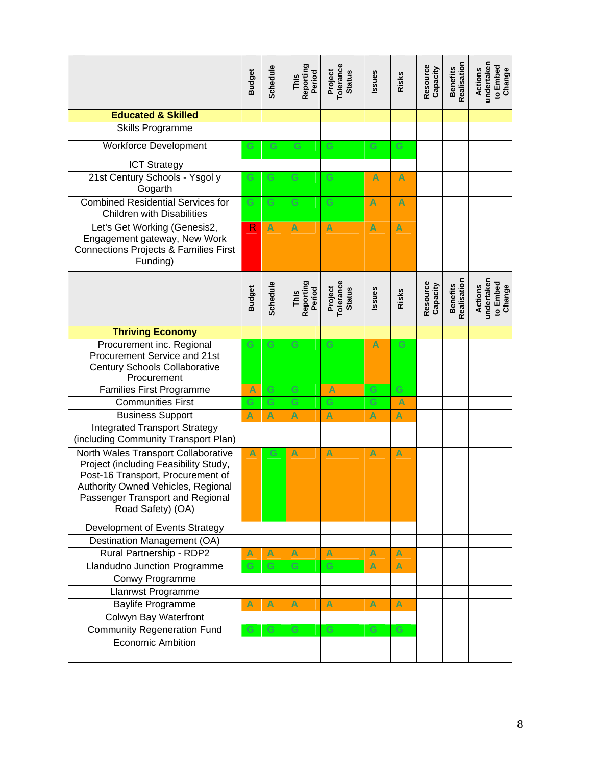| | Budget | Schedule | This Reporting Period | Project Tolerance Status | Issues | Risks | Resource Capacity | Benefits Realisation | Actions undertaken to Embed Change |
|---|---|---|---|---|---|---|---|---|---|
| **Educated & Skilled** | | | | | | | | | |
| Skills Programme | | | | | | | | | |
| Workforce Development | G | G | G | G | G | G | | | |
| ICT Strategy | | | | | | | | | |
| 21st Century Schools - Ysgol y Gogarth | G | G | G | G | A | A | | | |
| Combined Residential Services for Children with Disabilities | G | G | G | G | A | A | | | |
| Let's Get Working (Genesis2, Engagement gateway, New Work Connections Projects & Families First Funding) | R | A | A | A | A | A | | | |

| | Budget | Schedule | This Reporting Period | Project Tolerance Status | Issues | Risks | Resource Capacity | Benefits Realisation | Actions undertaken to Embed Change |
|---|---|---|---|---|---|---|---|---|---|
| **Thriving Economy** | | | | | | | | | |
| Procurement inc. Regional Procurement Service and 21st Century Schools Collaborative Procurement | G | G | G | G | A | G | | | |
| Families First Programme | A | G | G | A | G | G | | | |
| Communities First | G | G | G | G | G | A | | | |
| Business Support | A | A | A | A | A | A | | | |
| Integrated Transport Strategy (including Community Transport Plan) | | | | | | | | | |
| North Wales Transport Collaborative Project (including Feasibility Study, Post-16 Transport, Procurement of Authority Owned Vehicles, Regional Passenger Transport and Regional Road Safety) (OA) | A | G | A | A | A | A | | | |
| Development of Events Strategy | | | | | | | | | |
| Destination Management (OA) | | | | | | | | | |
| Rural Partnership - RDP2 | A | A | A | A | A | A | | | |
| Llandudno Junction Programme | G | G | G | G | A | A | | | |
| Conwy Programme | | | | | | | | | |
| Llanrwst Programme | | | | | | | | | |
| Baylife Programme | A | A | A | A | A | A | | | |
| Colwyn Bay Waterfront | | | | | | | | | |
| Community Regeneration Fund | G | G | G | G | G | G | | | |
| Economic Ambition | | | | | | | | | |
| | | | | | | | | | |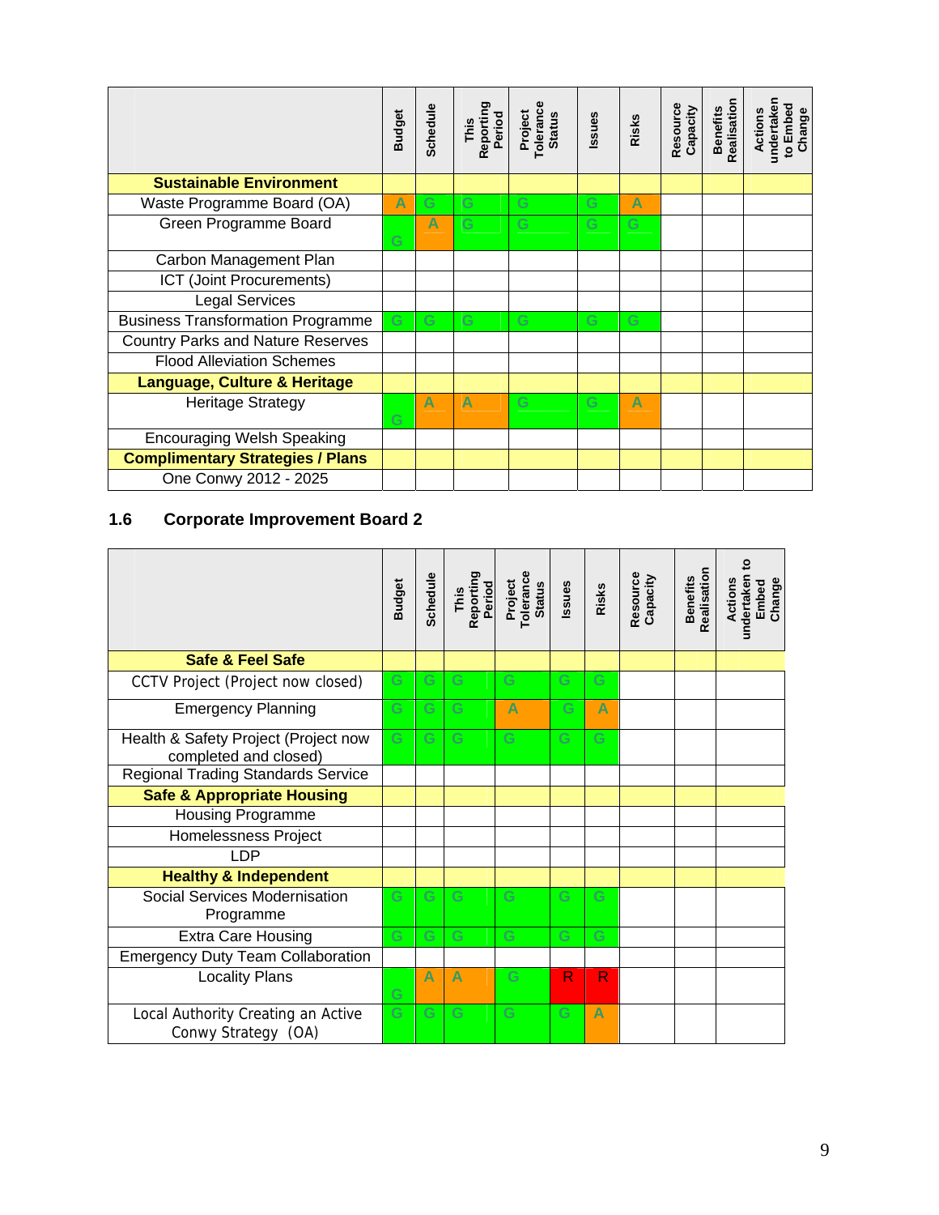| | Budget | Schedule | This Reporting Period | Project Tolerance Status | Issues | Risks | Resource Capacity | Benefits Realisation | Actions undertaken to Embed Change |
|---|---|---|---|---|---|---|---|---|---|
| **Sustainable Environment** | | | | | | | | | |
| Waste Programme Board (OA) | A | G | G | G | G | A | | | |
| Green Programme Board | G | A | G | G | G | G | | | |
| Carbon Management Plan | | | | | | | | | |
| ICT (Joint Procurements) | | | | | | | | | |
| Legal Services | | | | | | | | | |
| Business Transformation Programme | G | G | G | G | G | G | | | |
| Country Parks and Nature Reserves | | | | | | | | | |
| Flood Alleviation Schemes | | | | | | | | | |
| **Language, Culture & Heritage** | | | | | | | | | |
| Heritage Strategy | G | A | A | G | G | A | | | |
| Encouraging Welsh Speaking | | | | | | | | | |
| **Complimentary Strategies / Plans** | | | | | | | | | |
| One Conwy 2012 - 2025 | | | | | | | | | |

## 1.6 Corporate Improvement Board 2

| | Budget | Schedule | This Reporting Period | Project Tolerance Status | Issues | Risks | Resource Capacity | Benefits Realisation | Actions undertaken to Embed Change |
|---|---|---|---|---|---|---|---|---|---|
| **Safe & Feel Safe** | | | | | | | | | |
| CCTV Project (Project now closed) | G | G | G | G | G | G | | | |
| Emergency Planning | G | G | G | A | G | A | | | |
| Health & Safety Project (Project now completed and closed) | G | G | G | G | G | G | | | |
| Regional Trading Standards Service | | | | | | | | | |
| **Safe & Appropriate Housing** | | | | | | | | | |
| Housing Programme | | | | | | | | | |
| Homelessness Project | | | | | | | | | |
| LDP | | | | | | | | | |
| **Healthy & Independent** | | | | | | | | | |
| Social Services Modernisation Programme | G | G | G | G | G | G | | | |
| Extra Care Housing | G | G | G | G | G | G | | | |
| Emergency Duty Team Collaboration | | | | | | | | | |
| Locality Plans | G | A | A | G | R | R | | | |
| Local Authority Creating an Active Conwy Strategy (OA) | G | G | G | G | G | A | | | |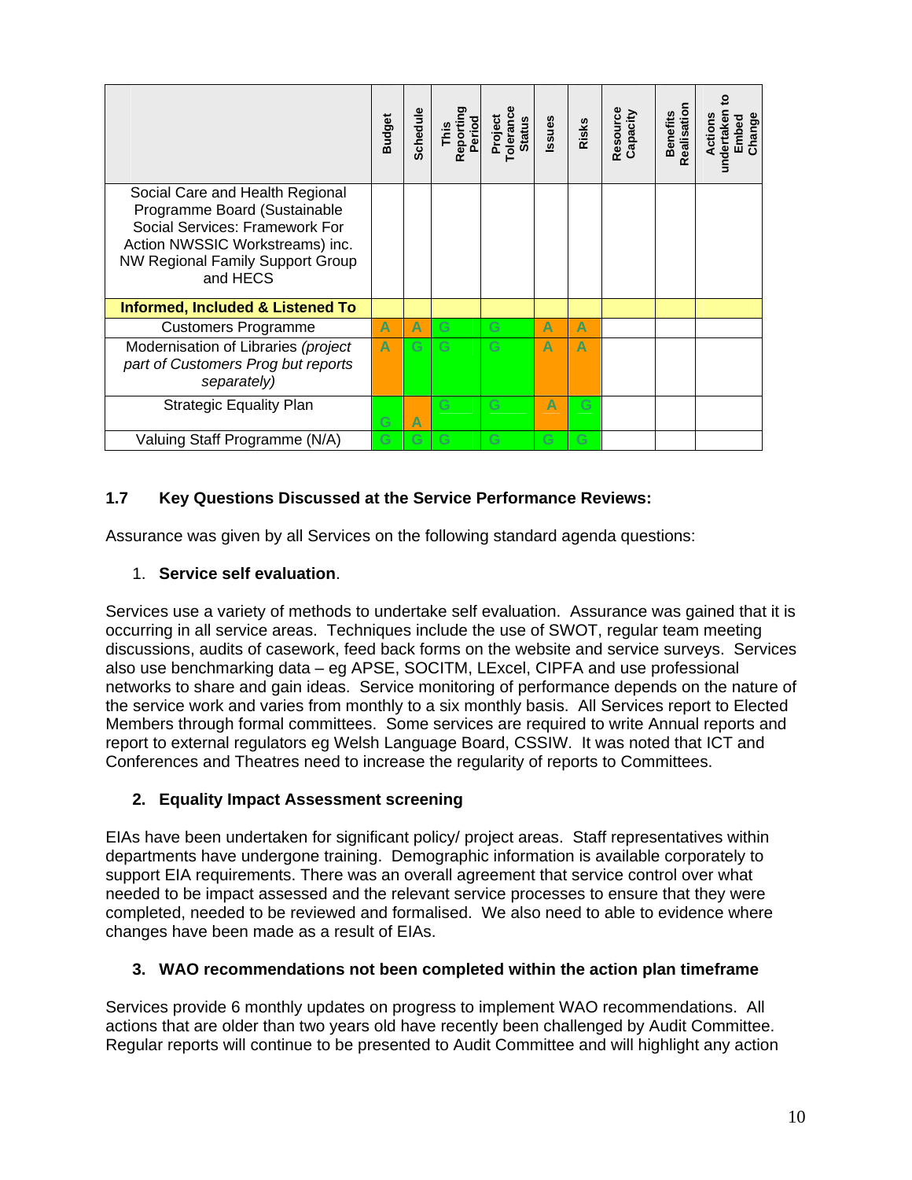| | Budget | Schedule | This Reporting Period | Project Tolerance Status | Issues | Risks | Resource Capacity | Benefits Realisation | Actions undertaken to Embed Change |
|---|---|---|---|---|---|---|---|---|---|
| Social Care and Health Regional Programme Board (Sustainable Social Services: Framework For Action NWSSIC Workstreams) inc. NW Regional Family Support Group and HECS | | | | | | | | | |
| **Informed, Included & Listened To** | | | | | | | | | |
| Customers Programme | A | A | G | G | A | A | | | |
| Modernisation of Libraries *(project part of Customers Prog but reports separately)* | A | G | G | G | A | A | | | |
| Strategic Equality Plan | G | A | G | G | A | G | | | |
| Valuing Staff Programme (N/A) | G | G | G | G | G | G | | | |

### 1.7 Key Questions Discussed at the Service Performance Reviews:

Assurance was given by all Services on the following standard agenda questions:

1. **Service self evaluation**.

Services use a variety of methods to undertake self evaluation. Assurance was gained that it is occurring in all service areas. Techniques include the use of SWOT, regular team meeting discussions, audits of casework, feed back forms on the website and service surveys. Services also use benchmarking data – eg APSE, SOCITM, LExcel, CIPFA and use professional networks to share and gain ideas. Service monitoring of performance depends on the nature of the service work and varies from monthly to a six monthly basis. All Services report to Elected Members through formal committees. Some services are required to write Annual reports and report to external regulators eg Welsh Language Board, CSSIW. It was noted that ICT and Conferences and Theatres need to increase the regularity of reports to Committees.

2. **Equality Impact Assessment screening**

EIAs have been undertaken for significant policy/ project areas. Staff representatives within departments have undergone training. Demographic information is available corporately to support EIA requirements. There was an overall agreement that service control over what needed to be impact assessed and the relevant service processes to ensure that they were completed, needed to be reviewed and formalised. We also need to able to evidence where changes have been made as a result of EIAs.

3. **WAO recommendations not been completed within the action plan timeframe**

Services provide 6 monthly updates on progress to implement WAO recommendations. All actions that are older than two years old have recently been challenged by Audit Committee. Regular reports will continue to be presented to Audit Committee and will highlight any action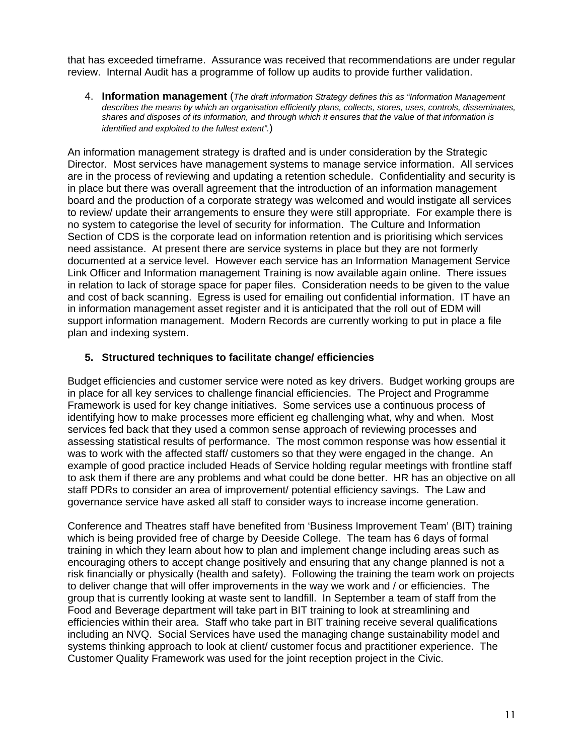that has exceeded timeframe. Assurance was received that recommendations are under regular review. Internal Audit has a programme of follow up audits to provide further validation.

4. **Information management** (*The draft information Strategy defines this as "Information Management describes the means by which an organisation efficiently plans, collects, stores, uses, controls, disseminates, shares and disposes of its information, and through which it ensures that the value of that information is identified and exploited to the fullest extent".*)

An information management strategy is drafted and is under consideration by the Strategic Director. Most services have management systems to manage service information. All services are in the process of reviewing and updating a retention schedule. Confidentiality and security is in place but there was overall agreement that the introduction of an information management board and the production of a corporate strategy was welcomed and would instigate all services to review/ update their arrangements to ensure they were still appropriate. For example there is no system to categorise the level of security for information. The Culture and Information Section of CDS is the corporate lead on information retention and is prioritising which services need assistance. At present there are service systems in place but they are not formerly documented at a service level. However each service has an Information Management Service Link Officer and Information management Training is now available again online. There issues in relation to lack of storage space for paper files. Consideration needs to be given to the value and cost of back scanning. Egress is used for emailing out confidential information. IT have an in information management asset register and it is anticipated that the roll out of EDM will support information management. Modern Records are currently working to put in place a file plan and indexing system.

5. **Structured techniques to facilitate change/ efficiencies**

Budget efficiencies and customer service were noted as key drivers. Budget working groups are in place for all key services to challenge financial efficiencies. The Project and Programme Framework is used for key change initiatives. Some services use a continuous process of identifying how to make processes more efficient eg challenging what, why and when. Most services fed back that they used a common sense approach of reviewing processes and assessing statistical results of performance. The most common response was how essential it was to work with the affected staff/ customers so that they were engaged in the change. An example of good practice included Heads of Service holding regular meetings with frontline staff to ask them if there are any problems and what could be done better. HR has an objective on all staff PDRs to consider an area of improvement/ potential efficiency savings. The Law and governance service have asked all staff to consider ways to increase income generation.

Conference and Theatres staff have benefited from 'Business Improvement Team' (BIT) training which is being provided free of charge by Deeside College. The team has 6 days of formal training in which they learn about how to plan and implement change including areas such as encouraging others to accept change positively and ensuring that any change planned is not a risk financially or physically (health and safety). Following the training the team work on projects to deliver change that will offer improvements in the way we work and / or efficiencies. The group that is currently looking at waste sent to landfill. In September a team of staff from the Food and Beverage department will take part in BIT training to look at streamlining and efficiencies within their area. Staff who take part in BIT training receive several qualifications including an NVQ. Social Services have used the managing change sustainability model and systems thinking approach to look at client/ customer focus and practitioner experience. The Customer Quality Framework was used for the joint reception project in the Civic.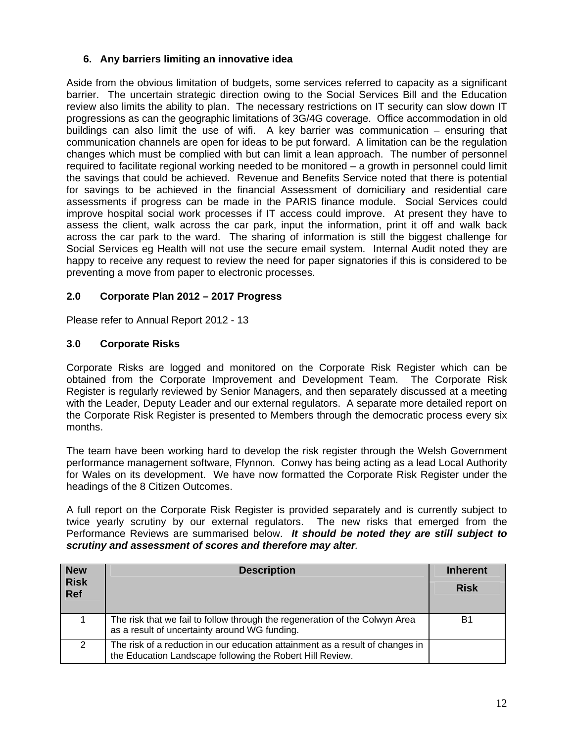### 6. Any barriers limiting an innovative idea

Aside from the obvious limitation of budgets, some services referred to capacity as a significant barrier. The uncertain strategic direction owing to the Social Services Bill and the Education review also limits the ability to plan. The necessary restrictions on IT security can slow down IT progressions as can the geographic limitations of 3G/4G coverage. Office accommodation in old buildings can also limit the use of wifi. A key barrier was communication – ensuring that communication channels are open for ideas to be put forward. A limitation can be the regulation changes which must be complied with but can limit a lean approach. The number of personnel required to facilitate regional working needed to be monitored – a growth in personnel could limit the savings that could be achieved. Revenue and Benefits Service noted that there is potential for savings to be achieved in the financial Assessment of domiciliary and residential care assessments if progress can be made in the PARIS finance module. Social Services could improve hospital social work processes if IT access could improve. At present they have to assess the client, walk across the car park, input the information, print it off and walk back across the car park to the ward. The sharing of information is still the biggest challenge for Social Services eg Health will not use the secure email system. Internal Audit noted they are happy to receive any request to review the need for paper signatories if this is considered to be preventing a move from paper to electronic processes.

## 2.0 Corporate Plan 2012 – 2017 Progress

Please refer to Annual Report 2012 - 13

## 3.0 Corporate Risks

Corporate Risks are logged and monitored on the Corporate Risk Register which can be obtained from the Corporate Improvement and Development Team. The Corporate Risk Register is regularly reviewed by Senior Managers, and then separately discussed at a meeting with the Leader, Deputy Leader and our external regulators. A separate more detailed report on the Corporate Risk Register is presented to Members through the democratic process every six months.

The team have been working hard to develop the risk register through the Welsh Government performance management software, Ffynnon. Conwy has being acting as a lead Local Authority for Wales on its development. We have now formatted the Corporate Risk Register under the headings of the 8 Citizen Outcomes.

A full report on the Corporate Risk Register is provided separately and is currently subject to twice yearly scrutiny by our external regulators. The new risks that emerged from the Performance Reviews are summarised below. ***It should be noted they are still subject to scrutiny and assessment of scores and therefore may alter***.

| New Risk Ref | Description | Inherent Risk |
|---|---|---|
| 1 | The risk that we fail to follow through the regeneration of the Colwyn Area as a result of uncertainty around WG funding. | B1 |
| 2 | The risk of a reduction in our education attainment as a result of changes in the Education Landscape following the Robert Hill Review. | |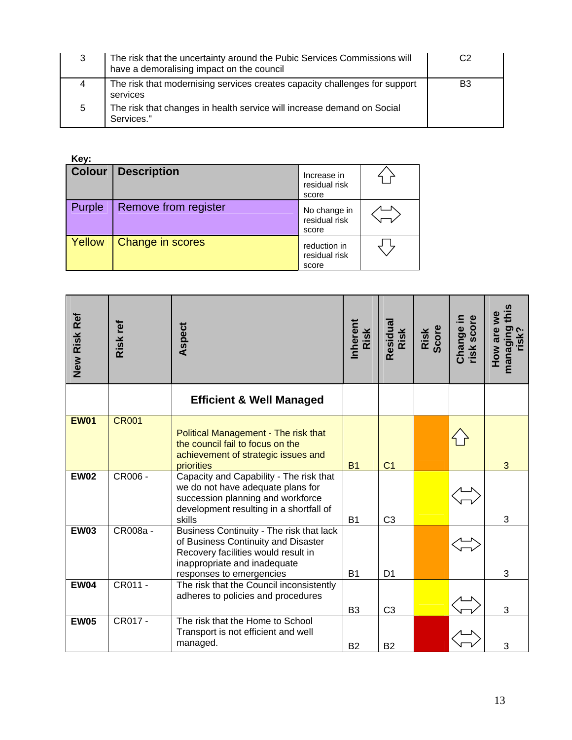| | | |
|---|---|---|
| 3 | The risk that the uncertainty around the Pubic Services Commissions will have a demoralising impact on the council | C2 |
| 4 | The risk that modernising services creates capacity challenges for support services | B3 |
| 5 | The risk that changes in health service will increase demand on Social Services." | |

**Key:**

| Colour | Description | | |
|---|---|---|---|
| Purple | Remove from register | Increase in residual risk score | ⇧ |
| Yellow | Change in scores | No change in residual risk score | ⇔ |
| | | reduction in residual risk score | ⇩ |

| New Risk Ref | Risk ref | Aspect | Inherent Risk | Residual Risk | Risk Score | Change in risk score | How are we managing this risk? |
|---|---|---|---|---|---|---|---|
| | | **Efficient & Well Managed** | | | | | |
| **EW01** | CR001 | Political Management - The risk that the council fail to focus on the achievement of strategic issues and priorities | B1 | C1 | | ⇧ | 3 |
| **EW02** | CR006 - | Capacity and Capability - The risk that we do not have adequate plans for succession planning and workforce development resulting in a shortfall of skills | B1 | C3 | | ⇔ | 3 |
| **EW03** | CR008a - | Business Continuity - The risk that lack of Business Continuity and Disaster Recovery facilities would result in inappropriate and inadequate responses to emergencies | B1 | D1 | | ⇔ | 3 |
| **EW04** | CR011 - | The risk that the Council inconsistently adheres to policies and procedures | B3 | C3 | | ⇔ | 3 |
| **EW05** | CR017 - | The risk that the Home to School Transport is not efficient and well managed. | B2 | B2 | | ⇔ | 3 |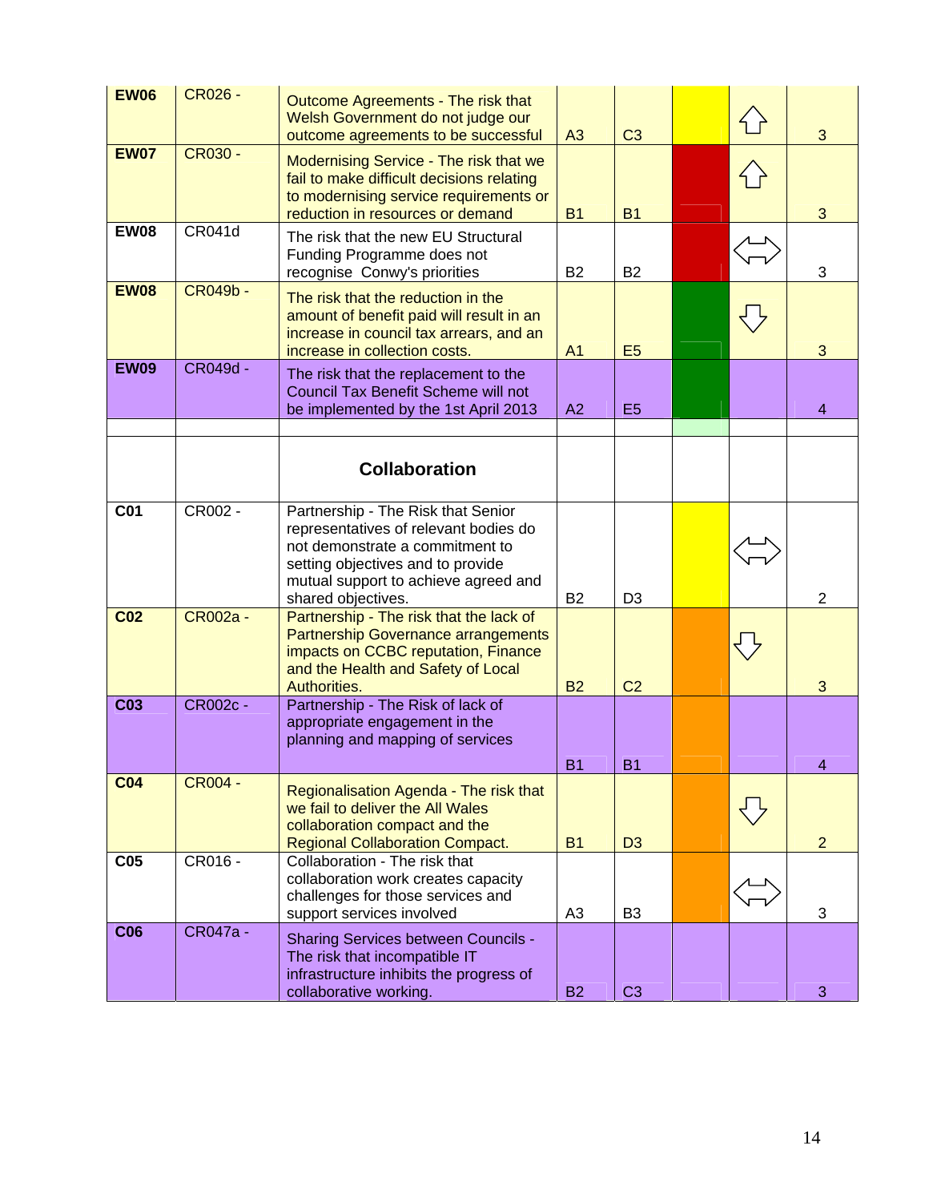| | | | | | | | |
|---|---|---|---|---|---|---|---|
| **EW06** | CR026 - | Outcome Agreements - The risk that Welsh Government do not judge our outcome agreements to be successful | A3 | C3 | | ⇧ | 3 |
| **EW07** | CR030 - | Modernising Service - The risk that we fail to make difficult decisions relating to modernising service requirements or reduction in resources or demand | B1 | B1 | | ⇧ | 3 |
| **EW08** | CR041d | The risk that the new EU Structural Funding Programme does not recognise Conwy's priorities | B2 | B2 | | ⇔ | 3 |
| **EW08** | CR049b - | The risk that the reduction in the amount of benefit paid will result in an increase in council tax arrears, and an increase in collection costs. | A1 | E5 | | ⇩ | 3 |
| **EW09** | CR049d - | The risk that the replacement to the Council Tax Benefit Scheme will not be implemented by the 1st April 2013 | A2 | E5 | | | 4 |
| | | | | | | | |
| | | **Collaboration** | | | | | |
| **C01** | CR002 - | Partnership - The Risk that Senior representatives of relevant bodies do not demonstrate a commitment to setting objectives and to provide mutual support to achieve agreed and shared objectives. | B2 | D3 | | ⇔ | 2 |
| **C02** | CR002a - | Partnership - The risk that the lack of Partnership Governance arrangements impacts on CCBC reputation, Finance and the Health and Safety of Local Authorities. | B2 | C2 | | ⇩ | 3 |
| **C03** | CR002c - | Partnership - The Risk of lack of appropriate engagement in the planning and mapping of services | B1 | B1 | | | 4 |
| **C04** | CR004 - | Regionalisation Agenda - The risk that we fail to deliver the All Wales collaboration compact and the Regional Collaboration Compact. | B1 | D3 | | ⇩ | 2 |
| **C05** | CR016 - | Collaboration - The risk that collaboration work creates capacity challenges for those services and support services involved | A3 | B3 | | ⇔ | 3 |
| **C06** | CR047a - | Sharing Services between Councils - The risk that incompatible IT infrastructure inhibits the progress of collaborative working. | B2 | C3 | | | 3 |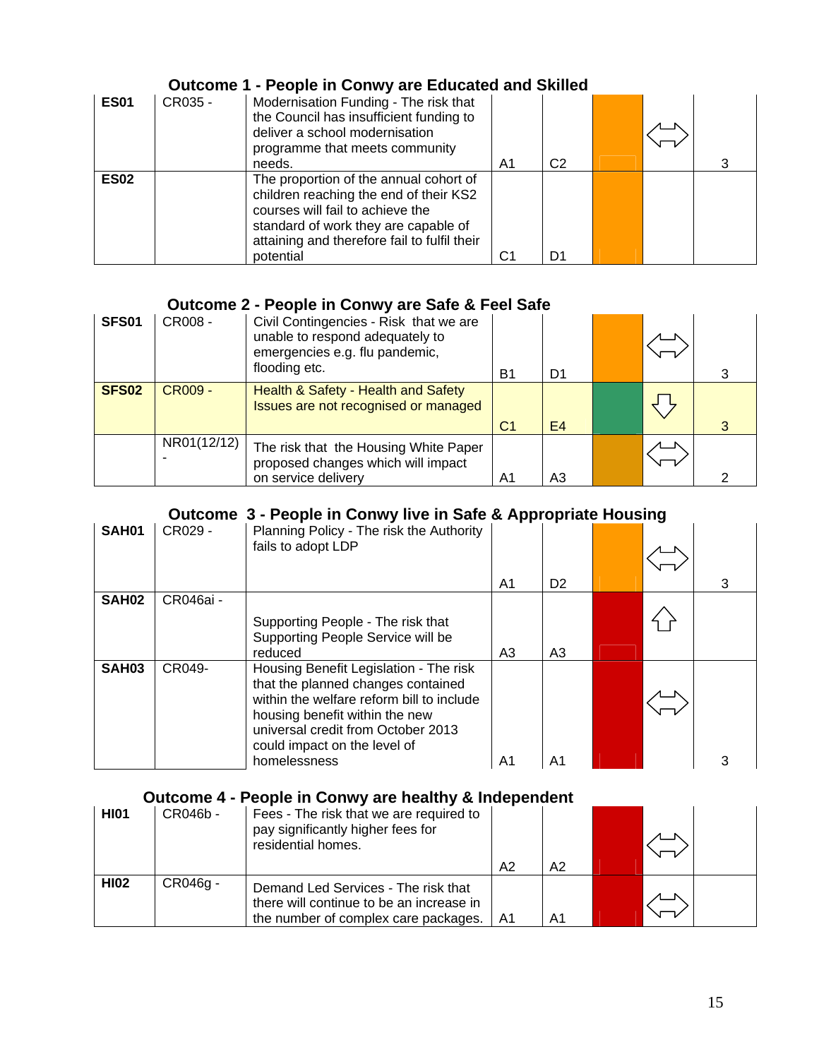## Outcome 1 - People in Conwy are Educated and Skilled

| | | | | | | | |
|---|---|---|---|---|---|---|---|
| **ES01** | CR035 - | Modernisation Funding - The risk that the Council has insufficient funding to deliver a school modernisation programme that meets community needs. | A1 | C2 | | ⇔ | 3 |
| **ES02** | | The proportion of the annual cohort of children reaching the end of their KS2 courses will fail to achieve the standard of work they are capable of attaining and therefore fail to fulfil their potential | C1 | D1 | | | |

## Outcome 2 - People in Conwy are Safe & Feel Safe

| | | | | | | | |
|---|---|---|---|---|---|---|---|
| **SFS01** | CR008 - | Civil Contingencies - Risk that we are unable to respond adequately to emergencies e.g. flu pandemic, flooding etc. | B1 | D1 | | ⇔ | 3 |
| **SFS02** | CR009 - | Health & Safety - Health and Safety Issues are not recognised or managed | C1 | E4 | | ⇩ | 3 |
| | NR01(12/12) - | The risk that the Housing White Paper proposed changes which will impact on service delivery | A1 | A3 | | ⇔ | 2 |

## Outcome 3 - People in Conwy live in Safe & Appropriate Housing

| | | | | | | | |
|---|---|---|---|---|---|---|---|
| **SAH01** | CR029 - | Planning Policy - The risk the Authority fails to adopt LDP | A1 | D2 | | ⇔ | 3 |
| **SAH02** | CR046ai - | Supporting People - The risk that Supporting People Service will be reduced | A3 | A3 | | ⇧ | |
| **SAH03** | CR049- | Housing Benefit Legislation - The risk that the planned changes contained within the welfare reform bill to include housing benefit within the new universal credit from October 2013 could impact on the level of homelessness | A1 | A1 | | ⇔ | 3 |

## Outcome 4 - People in Conwy are healthy & Independent

| | | | | | | | |
|---|---|---|---|---|---|---|---|
| **HI01** | CR046b - | Fees - The risk that we are required to pay significantly higher fees for residential homes. | A2 | A2 | | ⇔ | |
| **HI02** | CR046g - | Demand Led Services - The risk that there will continue to be an increase in the number of complex care packages. | A1 | A1 | | ⇔ | |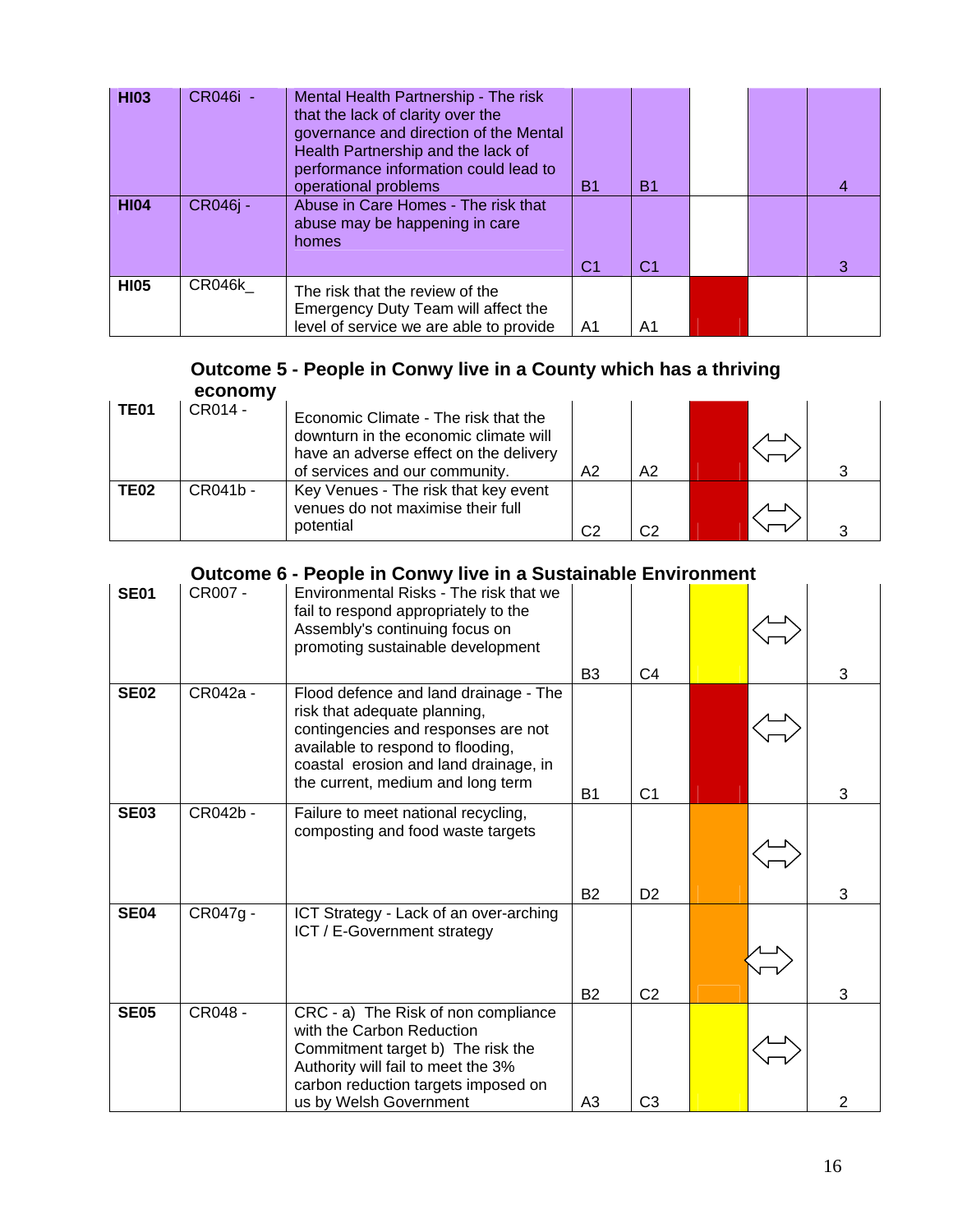| | | | | | | | |
|---|---|---|---|---|---|---|---|
| **HI03** | CR046i - | Mental Health Partnership - The risk that the lack of clarity over the governance and direction of the Mental Health Partnership and the lack of performance information could lead to operational problems | B1 | B1 | | | 4 |
| **HI04** | CR046j - | Abuse in Care Homes - The risk that abuse may be happening in care homes | C1 | C1 | | | 3 |
| **HI05** | CR046k_ | The risk that the review of the Emergency Duty Team will affect the level of service we are able to provide | A1 | A1 | | | |

## Outcome 5 - People in Conwy live in a County which has a thriving economy

| | | | | | | | |
|---|---|---|---|---|---|---|---|
| **TE01** | CR014 - | Economic Climate - The risk that the downturn in the economic climate will have an adverse effect on the delivery of services and our community. | A2 | A2 | | ⇔ | 3 |
| **TE02** | CR041b - | Key Venues - The risk that key event venues do not maximise their full potential | C2 | C2 | | ⇔ | 3 |

## Outcome 6 - People in Conwy live in a Sustainable Environment

| | | | | | | | |
|---|---|---|---|---|---|---|---|
| **SE01** | CR007 - | Environmental Risks - The risk that we fail to respond appropriately to the Assembly's continuing focus on promoting sustainable development | B3 | C4 | | ⇔ | 3 |
| **SE02** | CR042a - | Flood defence and land drainage - The risk that adequate planning, contingencies and responses are not available to respond to flooding, coastal erosion and land drainage, in the current, medium and long term | B1 | C1 | | ⇔ | 3 |
| **SE03** | CR042b - | Failure to meet national recycling, composting and food waste targets | B2 | D2 | | ⇔ | 3 |
| **SE04** | CR047g - | ICT Strategy - Lack of an over-arching ICT / E-Government strategy | B2 | C2 | | ⇔ | 3 |
| **SE05** | CR048 - | CRC - a) The Risk of non compliance with the Carbon Reduction Commitment target b) The risk the Authority will fail to meet the 3% carbon reduction targets imposed on us by Welsh Government | A3 | C3 | | ⇔ | 2 |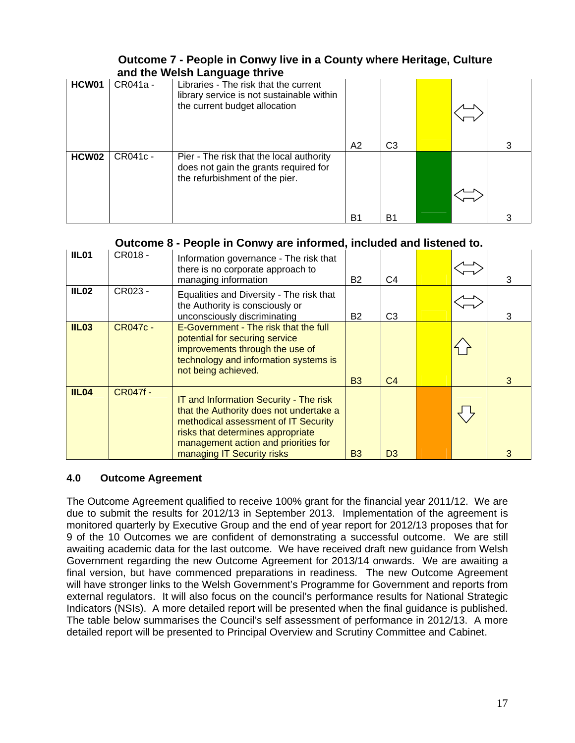## Outcome 7 - People in Conwy live in a County where Heritage, Culture and the Welsh Language thrive

| | | | | | | | |
|---|---|---|---|---|---|---|---|
| **HCW01** | CR041a - | Libraries - The risk that the current library service is not sustainable within the current budget allocation | A2 | C3 | | ⇔ | 3 |
| **HCW02** | CR041c - | Pier - The risk that the local authority does not gain the grants required for the refurbishment of the pier. | B1 | B1 | | ⇔ | 3 |

## Outcome 8 - People in Conwy are informed, included and listened to.

| | | | | | | | |
|---|---|---|---|---|---|---|---|
| **IIL01** | CR018 - | Information governance - The risk that there is no corporate approach to managing information | B2 | C4 | | ⇔ | 3 |
| **IIL02** | CR023 - | Equalities and Diversity - The risk that the Authority is consciously or unconsciously discriminating | B2 | C3 | | ⇔ | 3 |
| **IIL03** | CR047c - | E-Government - The risk that the full potential for securing service improvements through the use of technology and information systems is not being achieved. | B3 | C4 | | ⇧ | 3 |
| **IIL04** | CR047f - | IT and Information Security - The risk that the Authority does not undertake a methodical assessment of IT Security risks that determines appropriate management action and priorities for managing IT Security risks | B3 | D3 | | ⇩ | 3 |

### 4.0 Outcome Agreement

The Outcome Agreement qualified to receive 100% grant for the financial year 2011/12. We are due to submit the results for 2012/13 in September 2013. Implementation of the agreement is monitored quarterly by Executive Group and the end of year report for 2012/13 proposes that for 9 of the 10 Outcomes we are confident of demonstrating a successful outcome. We are still awaiting academic data for the last outcome. We have received draft new guidance from Welsh Government regarding the new Outcome Agreement for 2013/14 onwards. We are awaiting a final version, but have commenced preparations in readiness. The new Outcome Agreement will have stronger links to the Welsh Government's Programme for Government and reports from external regulators. It will also focus on the council's performance results for National Strategic Indicators (NSIs). A more detailed report will be presented when the final guidance is published. The table below summarises the Council's self assessment of performance in 2012/13. A more detailed report will be presented to Principal Overview and Scrutiny Committee and Cabinet.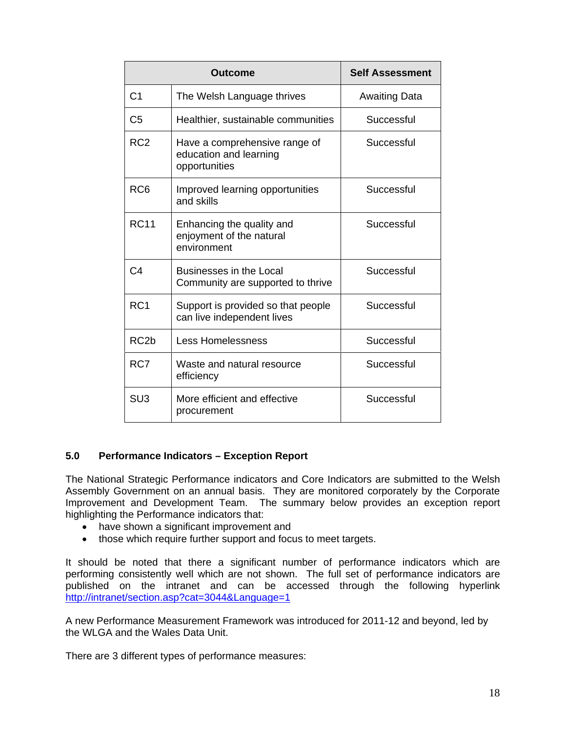| Outcome | | Self Assessment |
|---|---|---|
| C1 | The Welsh Language thrives | Awaiting Data |
| C5 | Healthier, sustainable communities | Successful |
| RC2 | Have a comprehensive range of education and learning opportunities | Successful |
| RC6 | Improved learning opportunities and skills | Successful |
| RC11 | Enhancing the quality and enjoyment of the natural environment | Successful |
| C4 | Businesses in the Local Community are supported to thrive | Successful |
| RC1 | Support is provided so that people can live independent lives | Successful |
| RC2b | Less Homelessness | Successful |
| RC7 | Waste and natural resource efficiency | Successful |
| SU3 | More efficient and effective procurement | Successful |

## 5.0 Performance Indicators – Exception Report

The National Strategic Performance indicators and Core Indicators are submitted to the Welsh Assembly Government on an annual basis. They are monitored corporately by the Corporate Improvement and Development Team. The summary below provides an exception report highlighting the Performance indicators that:

- have shown a significant improvement and
- those which require further support and focus to meet targets.

It should be noted that there a significant number of performance indicators which are performing consistently well which are not shown. The full set of performance indicators are published on the intranet and can be accessed through the following hyperlink http://intranet/section.asp?cat=3044&Language=1

A new Performance Measurement Framework was introduced for 2011-12 and beyond, led by the WLGA and the Wales Data Unit.

There are 3 different types of performance measures: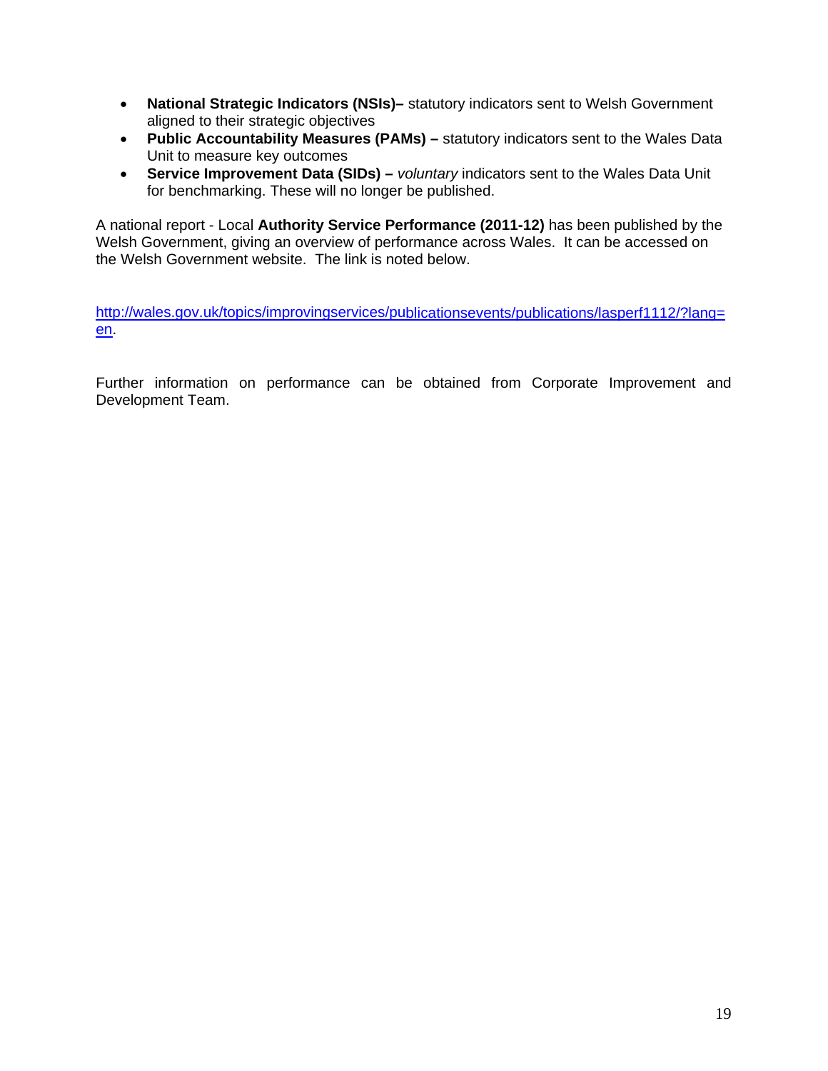- **National Strategic Indicators (NSIs)–** statutory indicators sent to Welsh Government aligned to their strategic objectives
- **Public Accountability Measures (PAMs) –** statutory indicators sent to the Wales Data Unit to measure key outcomes
- **Service Improvement Data (SIDs) –** *voluntary* indicators sent to the Wales Data Unit for benchmarking. These will no longer be published.

A national report - Local **Authority Service Performance (2011-12)** has been published by the Welsh Government, giving an overview of performance across Wales. It can be accessed on the Welsh Government website. The link is noted below.

http://wales.gov.uk/topics/improvingservices/publicationsevents/publications/lasperf1112/?lang=en.

Further information on performance can be obtained from Corporate Improvement and Development Team.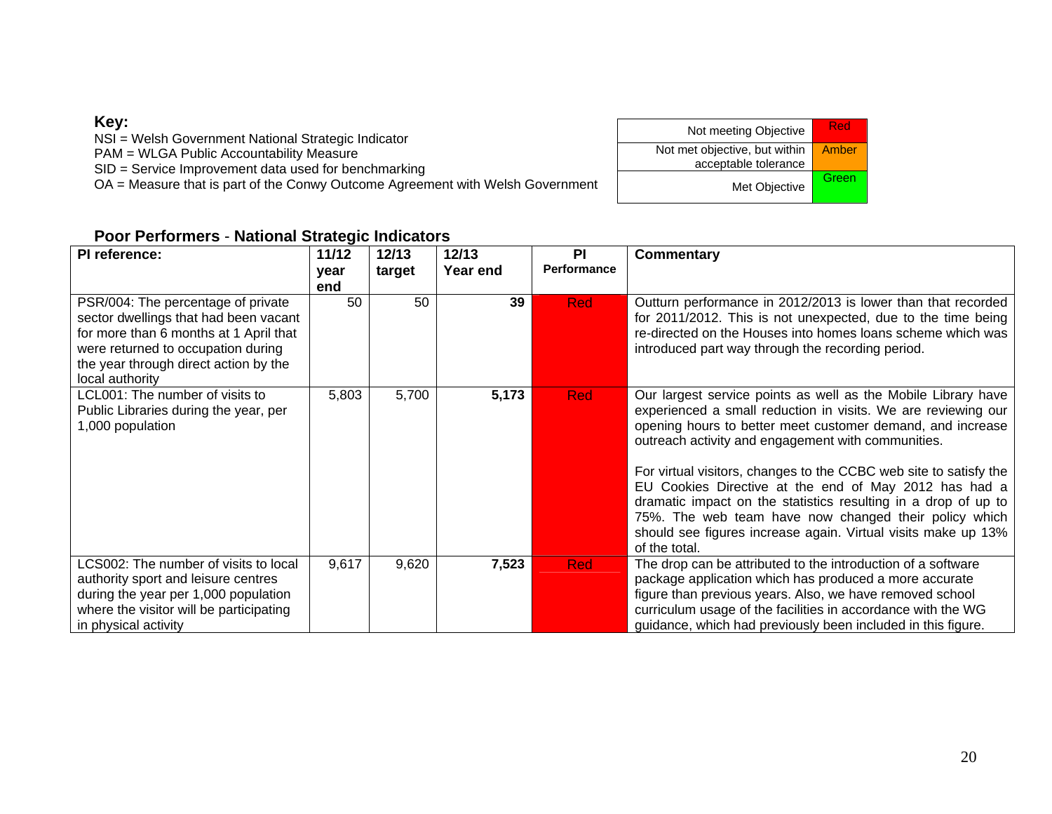**Key:**

NSI = Welsh Government National Strategic Indicator
PAM = WLGA Public Accountability Measure
SID = Service Improvement data used for benchmarking
OA = Measure that is part of the Conwy Outcome Agreement with Welsh Government

| | |
|---|---|
| Not meeting Objective | Red |
| Not met objective, but within acceptable tolerance | Amber |
| Met Objective | Green |

## Poor Performers - National Strategic Indicators

| PI reference: | 11/12 year end | 12/13 target | 12/13 Year end | PI Performance | Commentary |
|---|---|---|---|---|---|
| PSR/004: The percentage of private sector dwellings that had been vacant for more than 6 months at 1 April that were returned to occupation during the year through direct action by the local authority | 50 | 50 | **39** | Red | Outturn performance in 2012/2013 is lower than that recorded for 2011/2012. This is not unexpected, due to the time being re-directed on the Houses into homes loans scheme which was introduced part way through the recording period. |
| LCL001: The number of visits to Public Libraries during the year, per 1,000 population | 5,803 | 5,700 | **5,173** | Red | Our largest service points as well as the Mobile Library have experienced a small reduction in visits. We are reviewing our opening hours to better meet customer demand, and increase outreach activity and engagement with communities.<br><br>For virtual visitors, changes to the CCBC web site to satisfy the EU Cookies Directive at the end of May 2012 has had a dramatic impact on the statistics resulting in a drop of up to 75%. The web team have now changed their policy which should see figures increase again. Virtual visits make up 13% of the total. |
| LCS002: The number of visits to local authority sport and leisure centres during the year per 1,000 population where the visitor will be participating in physical activity | 9,617 | 9,620 | **7,523** | Red | The drop can be attributed to the introduction of a software package application which has produced a more accurate figure than previous years. Also, we have removed school curriculum usage of the facilities in accordance with the WG guidance, which had previously been included in this figure. |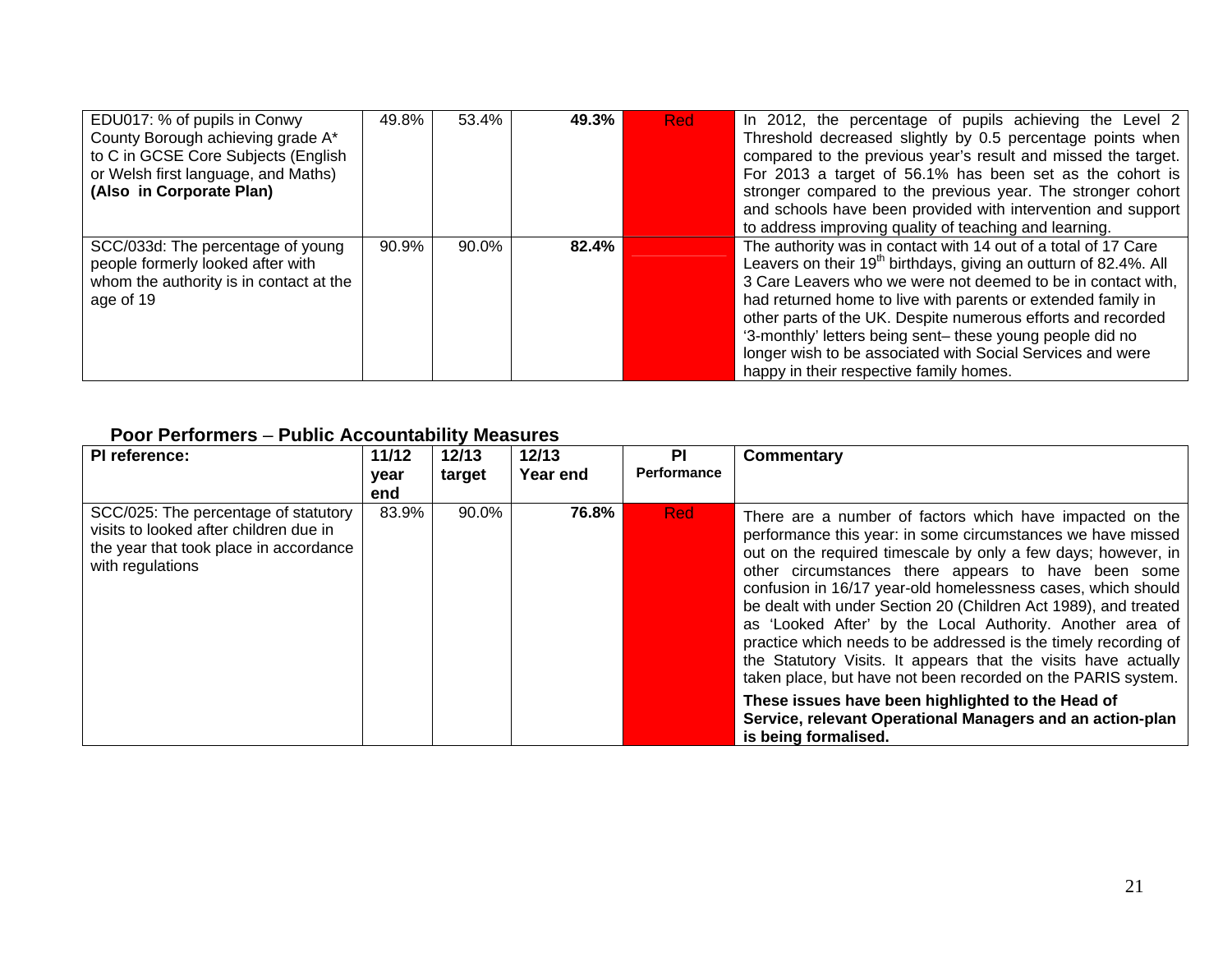| | | | | | |
|---|---|---|---|---|---|
| EDU017: % of pupils in Conwy County Borough achieving grade A* to C in GCSE Core Subjects (English or Welsh first language, and Maths) **(Also in Corporate Plan)** | 49.8% | 53.4% | **49.3%** | Red | In 2012, the percentage of pupils achieving the Level 2 Threshold decreased slightly by 0.5 percentage points when compared to the previous year's result and missed the target. For 2013 a target of 56.1% has been set as the cohort is stronger compared to the previous year. The stronger cohort and schools have been provided with intervention and support to address improving quality of teaching and learning. |
| SCC/033d: The percentage of young people formerly looked after with whom the authority is in contact at the age of 19 | 90.9% | 90.0% | **82.4%** | | The authority was in contact with 14 out of a total of 17 Care Leavers on their 19th birthdays, giving an outturn of 82.4%. All 3 Care Leavers who we were not deemed to be in contact with, had returned home to live with parents or extended family in other parts of the UK. Despite numerous efforts and recorded '3-monthly' letters being sent– these young people did no longer wish to be associated with Social Services and were happy in their respective family homes. |

## Poor Performers – Public Accountability Measures

| PI reference: | 11/12 year end | 12/13 target | 12/13 Year end | PI Performance | Commentary |
|---|---|---|---|---|---|
| SCC/025: The percentage of statutory visits to looked after children due in the year that took place in accordance with regulations | 83.9% | 90.0% | **76.8%** | Red | There are a number of factors which have impacted on the performance this year: in some circumstances we have missed out on the required timescale by only a few days; however, in other circumstances there appears to have been some confusion in 16/17 year-old homelessness cases, which should be dealt with under Section 20 (Children Act 1989), and treated as 'Looked After' by the Local Authority. Another area of practice which needs to be addressed is the timely recording of the Statutory Visits. It appears that the visits have actually taken place, but have not been recorded on the PARIS system. **These issues have been highlighted to the Head of Service, relevant Operational Managers and an action-plan is being formalised.** |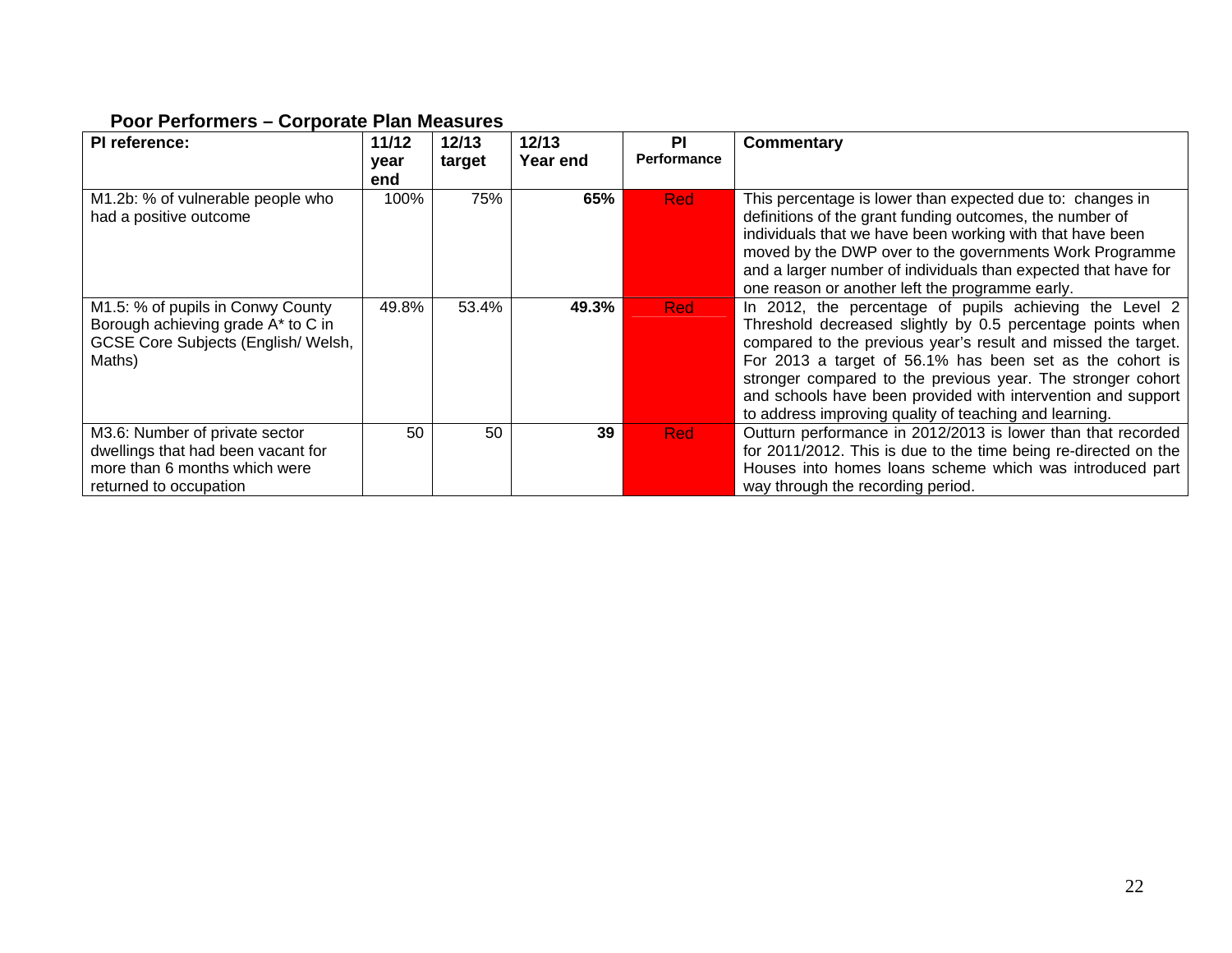## Poor Performers – Corporate Plan Measures

| PI reference: | 11/12 year end | 12/13 target | 12/13 Year end | PI Performance | Commentary |
|---|---|---|---|---|---|
| M1.2b: % of vulnerable people who had a positive outcome | 100% | 75% | **65%** | Red | This percentage is lower than expected due to: changes in definitions of the grant funding outcomes, the number of individuals that we have been working with that have been moved by the DWP over to the governments Work Programme and a larger number of individuals than expected that have for one reason or another left the programme early. |
| M1.5: % of pupils in Conwy County Borough achieving grade A* to C in GCSE Core Subjects (English/ Welsh, Maths) | 49.8% | 53.4% | **49.3%** | Red | In 2012, the percentage of pupils achieving the Level 2 Threshold decreased slightly by 0.5 percentage points when compared to the previous year's result and missed the target. For 2013 a target of 56.1% has been set as the cohort is stronger compared to the previous year. The stronger cohort and schools have been provided with intervention and support to address improving quality of teaching and learning. |
| M3.6: Number of private sector dwellings that had been vacant for more than 6 months which were returned to occupation | 50 | 50 | **39** | Red | Outturn performance in 2012/2013 is lower than that recorded for 2011/2012. This is due to the time being re-directed on the Houses into homes loans scheme which was introduced part way through the recording period. |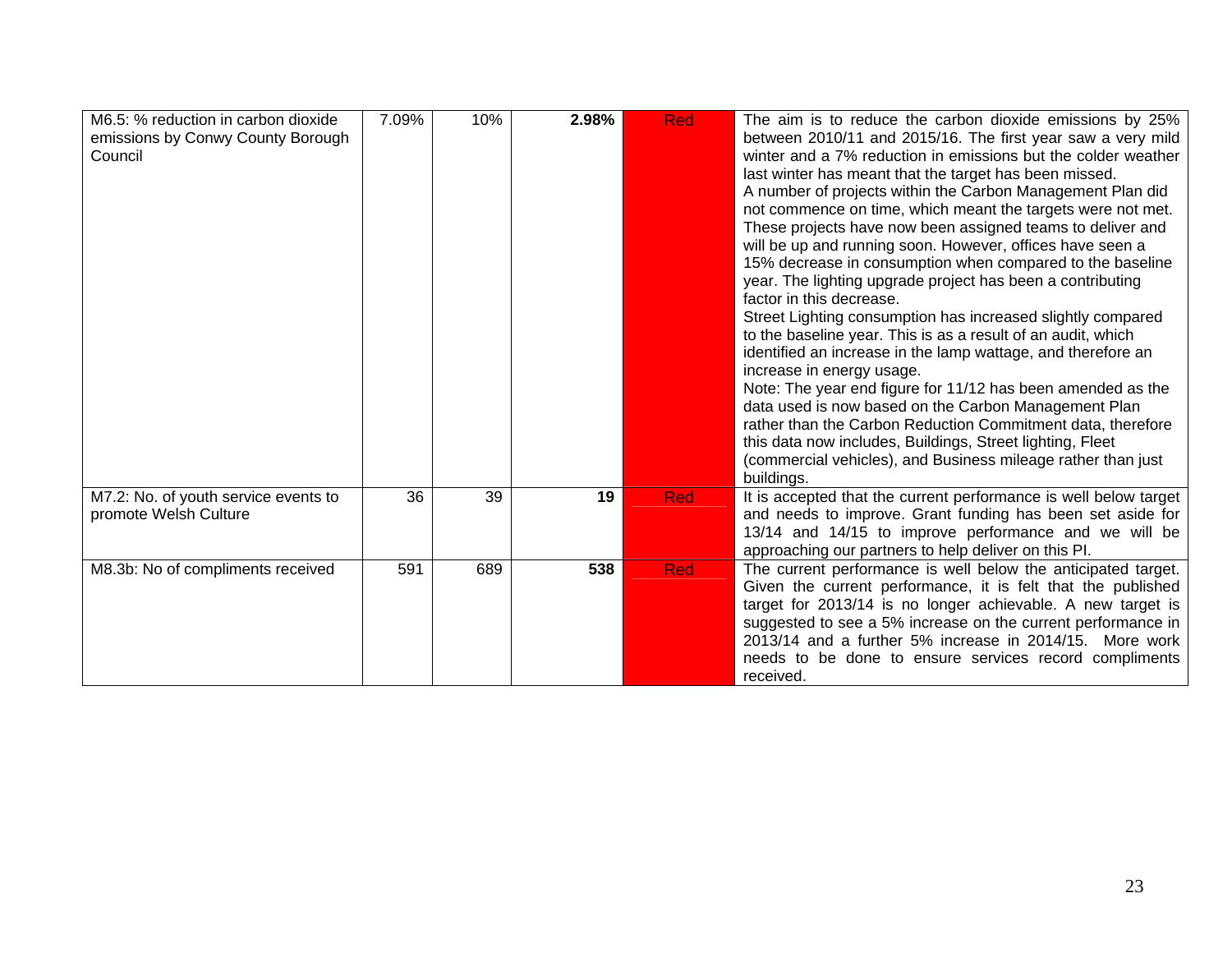| M6.5: % reduction in carbon dioxide emissions by Conwy County Borough Council | 7.09% | 10% | **2.98%** | Red | The aim is to reduce the carbon dioxide emissions by 25% between 2010/11 and 2015/16. The first year saw a very mild winter and a 7% reduction in emissions but the colder weather last winter has meant that the target has been missed.<br>A number of projects within the Carbon Management Plan did not commence on time, which meant the targets were not met. These projects have now been assigned teams to deliver and will be up and running soon. However, offices have seen a 15% decrease in consumption when compared to the baseline year. The lighting upgrade project has been a contributing factor in this decrease.<br>Street Lighting consumption has increased slightly compared to the baseline year. This is as a result of an audit, which identified an increase in the lamp wattage, and therefore an increase in energy usage.<br>Note: The year end figure for 11/12 has been amended as the data used is now based on the Carbon Management Plan rather than the Carbon Reduction Commitment data, therefore this data now includes, Buildings, Street lighting, Fleet (commercial vehicles), and Business mileage rather than just buildings. |
|---|---|---|---|---|---|
| M7.2: No. of youth service events to promote Welsh Culture | 36 | 39 | **19** | Red | It is accepted that the current performance is well below target and needs to improve. Grant funding has been set aside for 13/14 and 14/15 to improve performance and we will be approaching our partners to help deliver on this PI. |
| M8.3b: No of compliments received | 591 | 689 | **538** | Red | The current performance is well below the anticipated target. Given the current performance, it is felt that the published target for 2013/14 is no longer achievable. A new target is suggested to see a 5% increase on the current performance in 2013/14 and a further 5% increase in 2014/15. More work needs to be done to ensure services record compliments received. |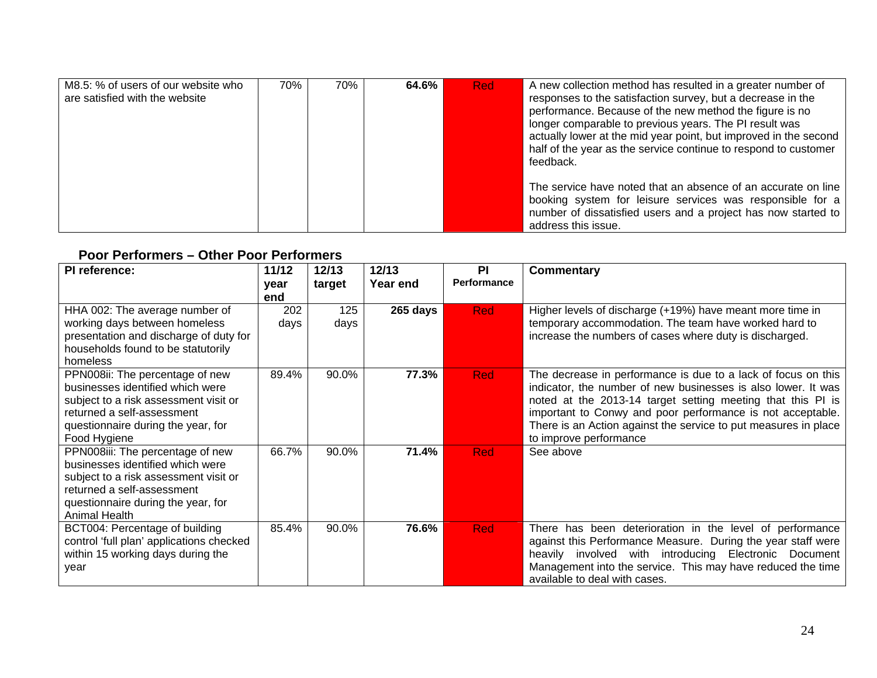| M8.5: % of users of our website who are satisfied with the website | 70% | 70% | **64.6%** | Red | A new collection method has resulted in a greater number of responses to the satisfaction survey, but a decrease in the performance. Because of the new method the figure is no longer comparable to previous years. The PI result was actually lower at the mid year point, but improved in the second half of the year as the service continue to respond to customer feedback.<br><br>The service have noted that an absence of an accurate on line booking system for leisure services was responsible for a number of dissatisfied users and a project has now started to address this issue. |
|---|---|---|---|---|---|

### Poor Performers – Other Poor Performers

| PI reference: | 11/12 year end | 12/13 target | 12/13 Year end | PI Performance | Commentary |
|---|---|---|---|---|---|
| HHA 002: The average number of working days between homeless presentation and discharge of duty for households found to be statutorily homeless | 202 days | 125 days | **265 days** | Red | Higher levels of discharge (+19%) have meant more time in temporary accommodation. The team have worked hard to increase the numbers of cases where duty is discharged. |
| PPN008ii: The percentage of new businesses identified which were subject to a risk assessment visit or returned a self-assessment questionnaire during the year, for Food Hygiene | 89.4% | 90.0% | **77.3%** | Red | The decrease in performance is due to a lack of focus on this indicator, the number of new businesses is also lower. It was noted at the 2013-14 target setting meeting that this PI is important to Conwy and poor performance is not acceptable. There is an Action against the service to put measures in place to improve performance |
| PPN008iii: The percentage of new businesses identified which were subject to a risk assessment visit or returned a self-assessment questionnaire during the year, for Animal Health | 66.7% | 90.0% | **71.4%** | Red | See above |
| BCT004: Percentage of building control 'full plan' applications checked within 15 working days during the year | 85.4% | 90.0% | **76.6%** | Red | There has been deterioration in the level of performance against this Performance Measure. During the year staff were heavily involved with introducing Electronic Document Management into the service. This may have reduced the time available to deal with cases. |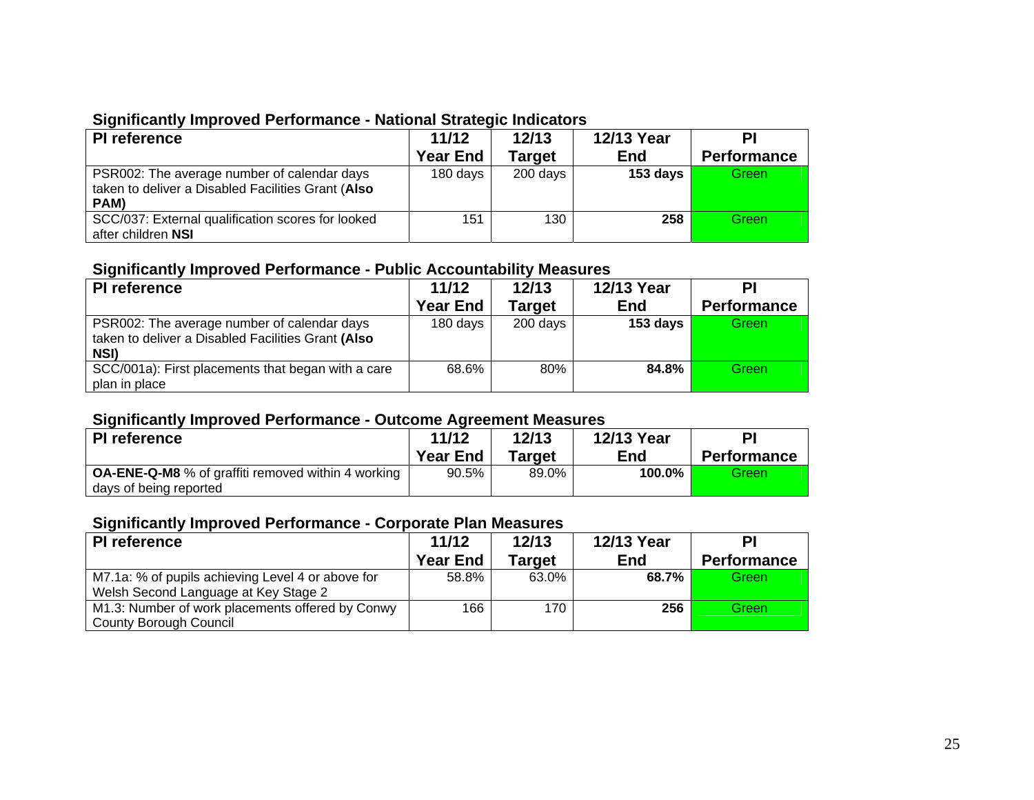### Significantly Improved Performance - National Strategic Indicators

| PI reference | 11/12 Year End | 12/13 Target | 12/13 Year End | PI Performance |
|---|---|---|---|---|
| PSR002: The average number of calendar days taken to deliver a Disabled Facilities Grant (**Also PAM)** | 180 days | 200 days | **153 days** | Green |
| SCC/037: External qualification scores for looked after children **NSI** | 151 | 130 | **258** | Green |

### Significantly Improved Performance - Public Accountability Measures

| PI reference | 11/12 Year End | 12/13 Target | 12/13 Year End | PI Performance |
|---|---|---|---|---|
| PSR002: The average number of calendar days taken to deliver a Disabled Facilities Grant **(Also NSI)** | 180 days | 200 days | **153 days** | Green |
| SCC/001a): First placements that began with a care plan in place | 68.6% | 80% | **84.8%** | Green |

### Significantly Improved Performance - Outcome Agreement Measures

| PI reference | 11/12 Year End | 12/13 Target | 12/13 Year End | PI Performance |
|---|---|---|---|---|
| **OA-ENE-Q-M8** % of graffiti removed within 4 working days of being reported | 90.5% | 89.0% | **100.0%** | Green |

### Significantly Improved Performance - Corporate Plan Measures

| PI reference | 11/12 Year End | 12/13 Target | 12/13 Year End | PI Performance |
|---|---|---|---|---|
| M7.1a: % of pupils achieving Level 4 or above for Welsh Second Language at Key Stage 2 | 58.8% | 63.0% | **68.7%** | Green |
| M1.3: Number of work placements offered by Conwy County Borough Council | 166 | 170 | **256** | Green |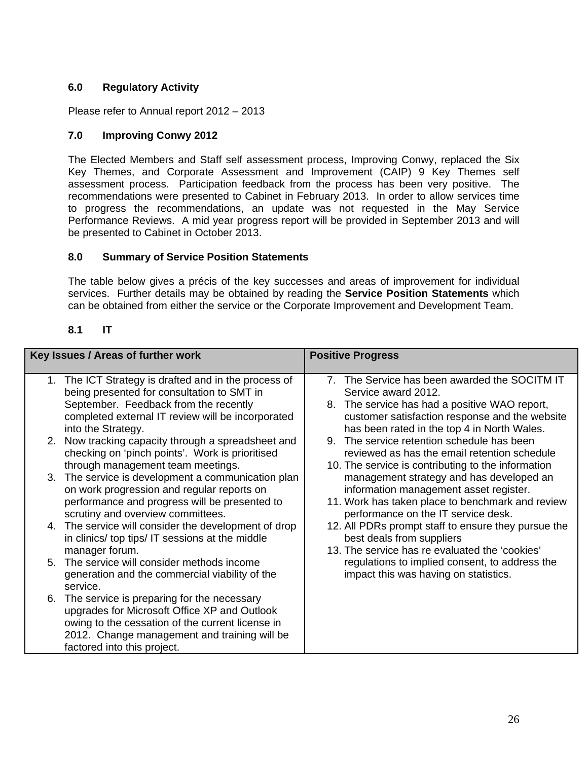### 6.0 Regulatory Activity

Please refer to Annual report 2012 – 2013

### 7.0 Improving Conwy 2012

The Elected Members and Staff self assessment process, Improving Conwy, replaced the Six Key Themes, and Corporate Assessment and Improvement (CAIP) 9 Key Themes self assessment process. Participation feedback from the process has been very positive. The recommendations were presented to Cabinet in February 2013. In order to allow services time to progress the recommendations, an update was not requested in the May Service Performance Reviews. A mid year progress report will be provided in September 2013 and will be presented to Cabinet in October 2013.

### 8.0 Summary of Service Position Statements

The table below gives a précis of the key successes and areas of improvement for individual services. Further details may be obtained by reading the **Service Position Statements** which can be obtained from either the service or the Corporate Improvement and Development Team.

#### 8.1 IT

| Key Issues / Areas of further work | Positive Progress |
|---|---|
| 1. The ICT Strategy is drafted and in the process of being presented for consultation to SMT in September. Feedback from the recently completed external IT review will be incorporated into the Strategy.<br>2. Now tracking capacity through a spreadsheet and checking on 'pinch points'. Work is prioritised through management team meetings.<br>3. The service is development a communication plan on work progression and regular reports on performance and progress will be presented to scrutiny and overview committees.<br>4. The service will consider the development of drop in clinics/ top tips/ IT sessions at the middle manager forum.<br>5. The service will consider methods income generation and the commercial viability of the service.<br>6. The service is preparing for the necessary upgrades for Microsoft Office XP and Outlook owing to the cessation of the current license in 2012. Change management and training will be factored into this project. | 7. The Service has been awarded the SOCITM IT Service award 2012.<br>8. The service has had a positive WAO report, customer satisfaction response and the website has been rated in the top 4 in North Wales.<br>9. The service retention schedule has been reviewed as has the email retention schedule<br>10. The service is contributing to the information management strategy and has developed an information management asset register.<br>11. Work has taken place to benchmark and review performance on the IT service desk.<br>12. All PDRs prompt staff to ensure they pursue the best deals from suppliers<br>13. The service has re evaluated the 'cookies' regulations to implied consent, to address the impact this was having on statistics. |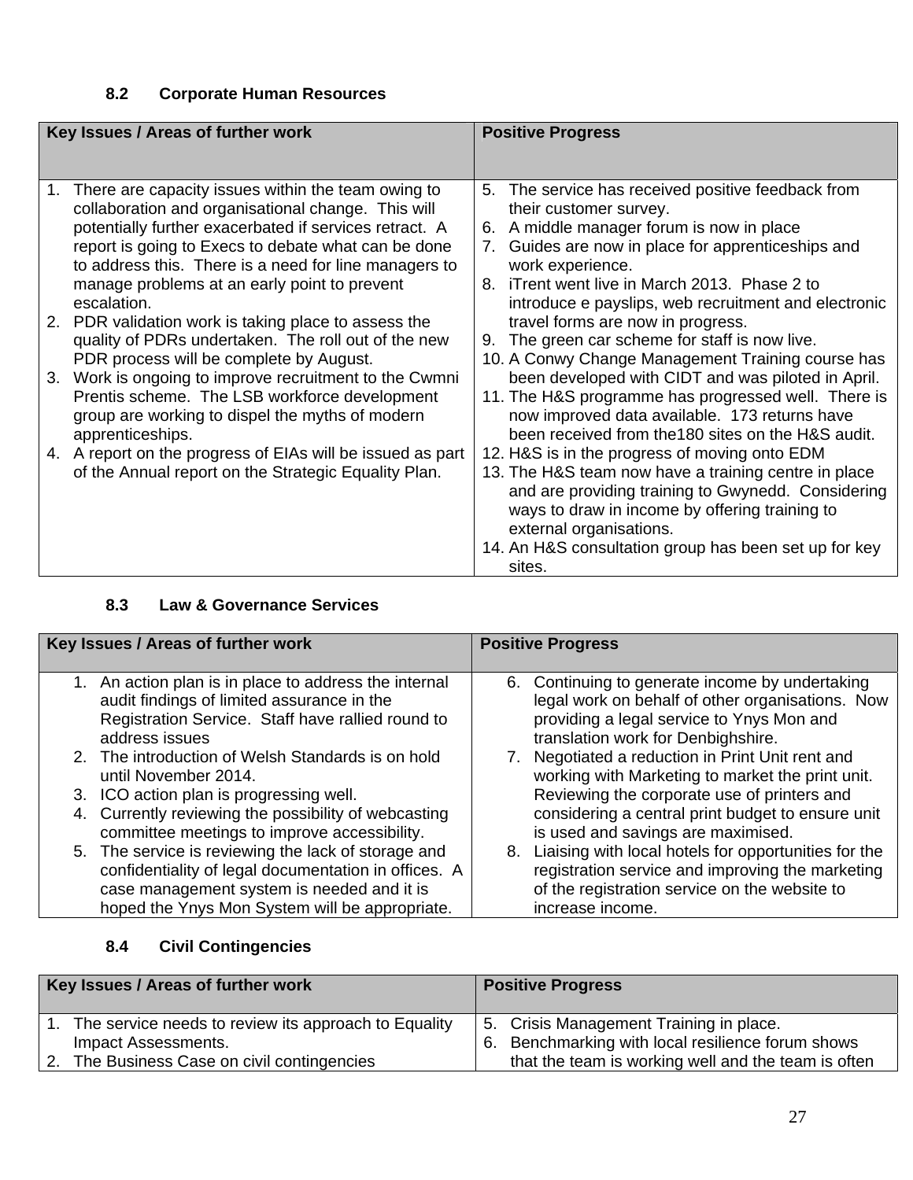### 8.2 Corporate Human Resources

| Key Issues / Areas of further work | Positive Progress |
|---|---|
| 1. There are capacity issues within the team owing to collaboration and organisational change. This will potentially further exacerbated if services retract. A report is going to Execs to debate what can be done to address this. There is a need for line managers to manage problems at an early point to prevent escalation.<br>2. PDR validation work is taking place to assess the quality of PDRs undertaken. The roll out of the new PDR process will be complete by August.<br>3. Work is ongoing to improve recruitment to the Cwmni Prentis scheme. The LSB workforce development group are working to dispel the myths of modern apprenticeships.<br>4. A report on the progress of EIAs will be issued as part of the Annual report on the Strategic Equality Plan. | 5. The service has received positive feedback from their customer survey.<br>6. A middle manager forum is now in place<br>7. Guides are now in place for apprenticeships and work experience.<br>8. iTrent went live in March 2013. Phase 2 to introduce e payslips, web recruitment and electronic travel forms are now in progress.<br>9. The green car scheme for staff is now live.<br>10. A Conwy Change Management Training course has been developed with CIDT and was piloted in April.<br>11. The H&S programme has progressed well. There is now improved data available. 173 returns have been received from the180 sites on the H&S audit.<br>12. H&S is in the progress of moving onto EDM<br>13. The H&S team now have a training centre in place and are providing training to Gwynedd. Considering ways to draw in income by offering training to external organisations.<br>14. An H&S consultation group has been set up for key sites. |

### 8.3 Law & Governance Services

| Key Issues / Areas of further work | Positive Progress |
|---|---|
| 1. An action plan is in place to address the internal audit findings of limited assurance in the Registration Service. Staff have rallied round to address issues<br>2. The introduction of Welsh Standards is on hold until November 2014.<br>3. ICO action plan is progressing well.<br>4. Currently reviewing the possibility of webcasting committee meetings to improve accessibility.<br>5. The service is reviewing the lack of storage and confidentiality of legal documentation in offices. A case management system is needed and it is hoped the Ynys Mon System will be appropriate. | 6. Continuing to generate income by undertaking legal work on behalf of other organisations. Now providing a legal service to Ynys Mon and translation work for Denbighshire.<br>7. Negotiated a reduction in Print Unit rent and working with Marketing to market the print unit. Reviewing the corporate use of printers and considering a central print budget to ensure unit is used and savings are maximised.<br>8. Liaising with local hotels for opportunities for the registration service and improving the marketing of the registration service on the website to increase income. |

### 8.4 Civil Contingencies

| Key Issues / Areas of further work | Positive Progress |
|---|---|
| 1. The service needs to review its approach to Equality Impact Assessments.<br>2. The Business Case on civil contingencies | 5. Crisis Management Training in place.<br>6. Benchmarking with local resilience forum shows that the team is working well and the team is often |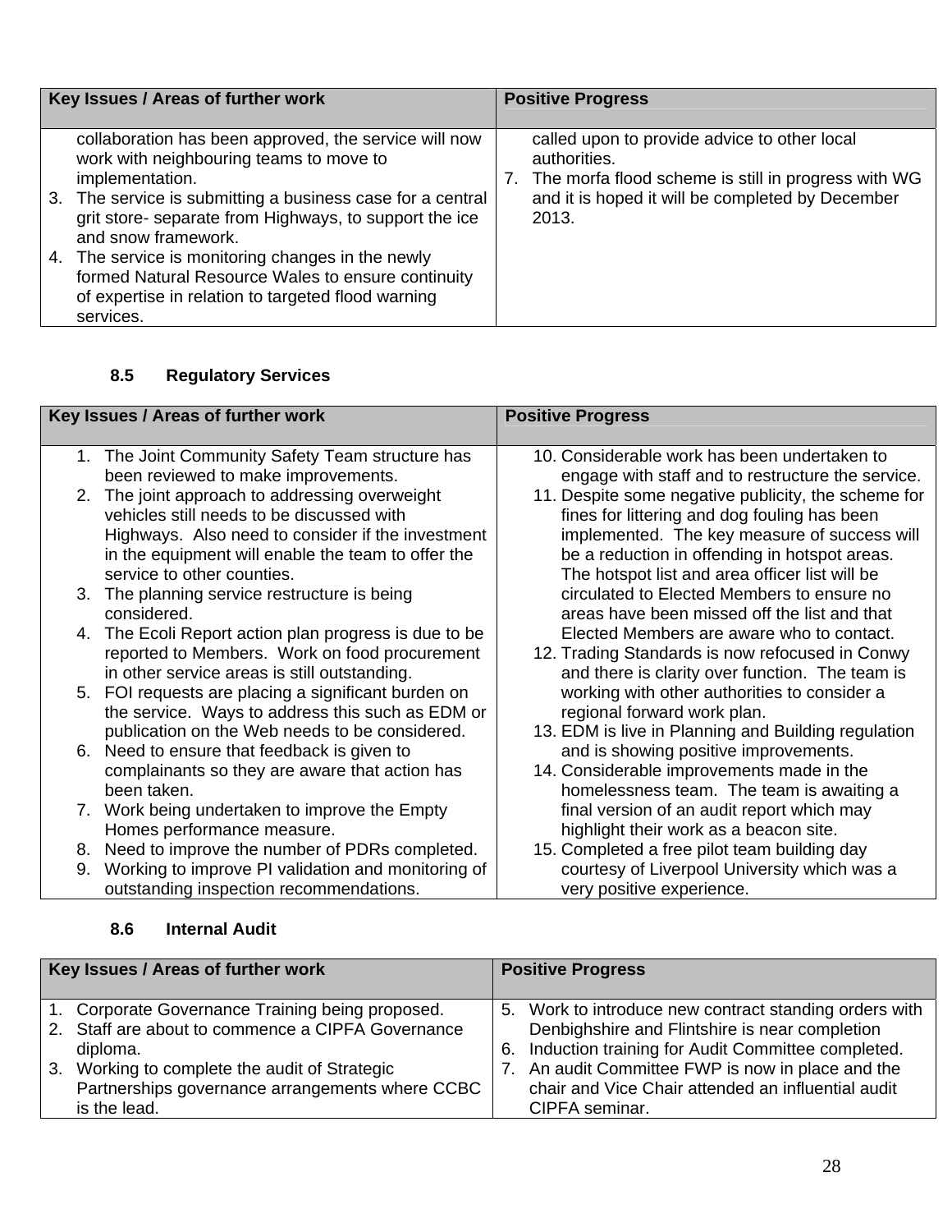| Key Issues / Areas of further work | Positive Progress |
|---|---|
| collaboration has been approved, the service will now work with neighbouring teams to move to implementation.<br>3. The service is submitting a business case for a central grit store- separate from Highways, to support the ice and snow framework.<br>4. The service is monitoring changes in the newly formed Natural Resource Wales to ensure continuity of expertise in relation to targeted flood warning services. | called upon to provide advice to other local authorities.<br>7. The morfa flood scheme is still in progress with WG and it is hoped it will be completed by December 2013. |

### 8.5 Regulatory Services

| Key Issues / Areas of further work | Positive Progress |
|---|---|
| 1. The Joint Community Safety Team structure has been reviewed to make improvements.<br>2. The joint approach to addressing overweight vehicles still needs to be discussed with Highways. Also need to consider if the investment in the equipment will enable the team to offer the service to other counties.<br>3. The planning service restructure is being considered.<br>4. The Ecoli Report action plan progress is due to be reported to Members. Work on food procurement in other service areas is still outstanding.<br>5. FOI requests are placing a significant burden on the service. Ways to address this such as EDM or publication on the Web needs to be considered.<br>6. Need to ensure that feedback is given to complainants so they are aware that action has been taken.<br>7. Work being undertaken to improve the Empty Homes performance measure.<br>8. Need to improve the number of PDRs completed.<br>9. Working to improve PI validation and monitoring of outstanding inspection recommendations. | 10. Considerable work has been undertaken to engage with staff and to restructure the service.<br>11. Despite some negative publicity, the scheme for fines for littering and dog fouling has been implemented. The key measure of success will be a reduction in offending in hotspot areas. The hotspot list and area officer list will be circulated to Elected Members to ensure no areas have been missed off the list and that Elected Members are aware who to contact.<br>12. Trading Standards is now refocused in Conwy and there is clarity over function. The team is working with other authorities to consider a regional forward work plan.<br>13. EDM is live in Planning and Building regulation and is showing positive improvements.<br>14. Considerable improvements made in the homelessness team. The team is awaiting a final version of an audit report which may highlight their work as a beacon site.<br>15. Completed a free pilot team building day courtesy of Liverpool University which was a very positive experience. |

### 8.6 Internal Audit

| Key Issues / Areas of further work | Positive Progress |
|---|---|
| 1. Corporate Governance Training being proposed.<br>2. Staff are about to commence a CIPFA Governance diploma.<br>3. Working to complete the audit of Strategic Partnerships governance arrangements where CCBC is the lead. | 5. Work to introduce new contract standing orders with Denbighshire and Flintshire is near completion<br>6. Induction training for Audit Committee completed.<br>7. An audit Committee FWP is now in place and the chair and Vice Chair attended an influential audit CIPFA seminar. |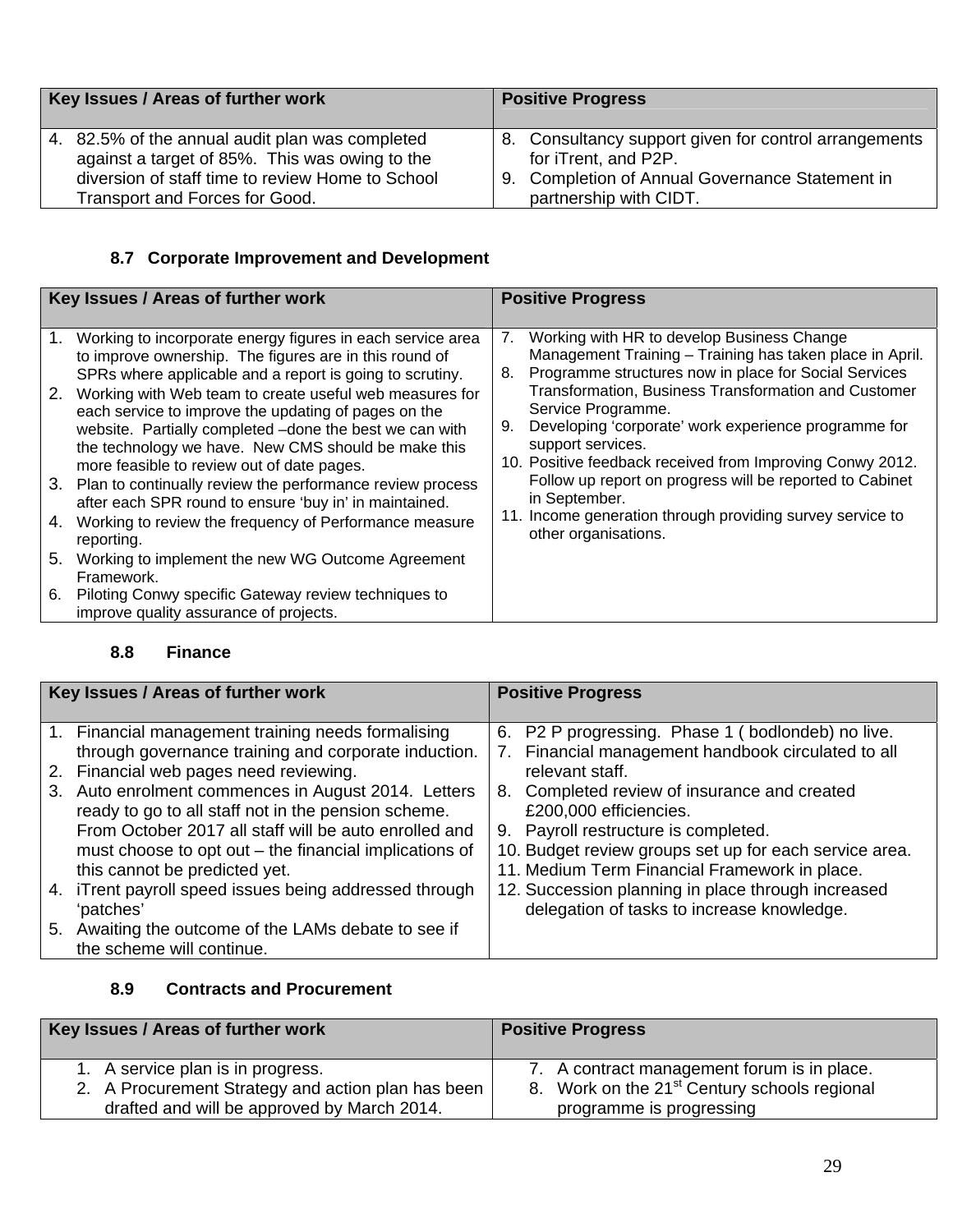| Key Issues / Areas of further work | Positive Progress |
| --- | --- |
| 4. 82.5% of the annual audit plan was completed against a target of 85%. This was owing to the diversion of staff time to review Home to School Transport and Forces for Good. | 8. Consultancy support given for control arrangements for iTrent, and P2P.<br>9. Completion of Annual Governance Statement in partnership with CIDT. |

### 8.7 Corporate Improvement and Development

| Key Issues / Areas of further work | Positive Progress |
| --- | --- |
| 1. Working to incorporate energy figures in each service area to improve ownership. The figures are in this round of SPRs where applicable and a report is going to scrutiny.<br>2. Working with Web team to create useful web measures for each service to improve the updating of pages on the website. Partially completed –done the best we can with the technology we have. New CMS should be make this more feasible to review out of date pages.<br>3. Plan to continually review the performance review process after each SPR round to ensure 'buy in' in maintained.<br>4. Working to review the frequency of Performance measure reporting.<br>5. Working to implement the new WG Outcome Agreement Framework.<br>6. Piloting Conwy specific Gateway review techniques to improve quality assurance of projects. | 7. Working with HR to develop Business Change Management Training – Training has taken place in April.<br>8. Programme structures now in place for Social Services Transformation, Business Transformation and Customer Service Programme.<br>9. Developing 'corporate' work experience programme for support services.<br>10. Positive feedback received from Improving Conwy 2012. Follow up report on progress will be reported to Cabinet in September.<br>11. Income generation through providing survey service to other organisations. |

### 8.8 Finance

| Key Issues / Areas of further work | Positive Progress |
| --- | --- |
| 1. Financial management training needs formalising through governance training and corporate induction.<br>2. Financial web pages need reviewing.<br>3. Auto enrolment commences in August 2014. Letters ready to go to all staff not in the pension scheme. From October 2017 all staff will be auto enrolled and must choose to opt out – the financial implications of this cannot be predicted yet.<br>4. iTrent payroll speed issues being addressed through 'patches'<br>5. Awaiting the outcome of the LAMs debate to see if the scheme will continue. | 6. P2 P progressing. Phase 1 ( bodlondeb) no live.<br>7. Financial management handbook circulated to all relevant staff.<br>8. Completed review of insurance and created £200,000 efficiencies.<br>9. Payroll restructure is completed.<br>10. Budget review groups set up for each service area.<br>11. Medium Term Financial Framework in place.<br>12. Succession planning in place through increased delegation of tasks to increase knowledge. |

### 8.9 Contracts and Procurement

| Key Issues / Areas of further work | Positive Progress |
| --- | --- |
| 1. A service plan is in progress.<br>2. A Procurement Strategy and action plan has been drafted and will be approved by March 2014. | 7. A contract management forum is in place.<br>8. Work on the 21st Century schools regional programme is progressing |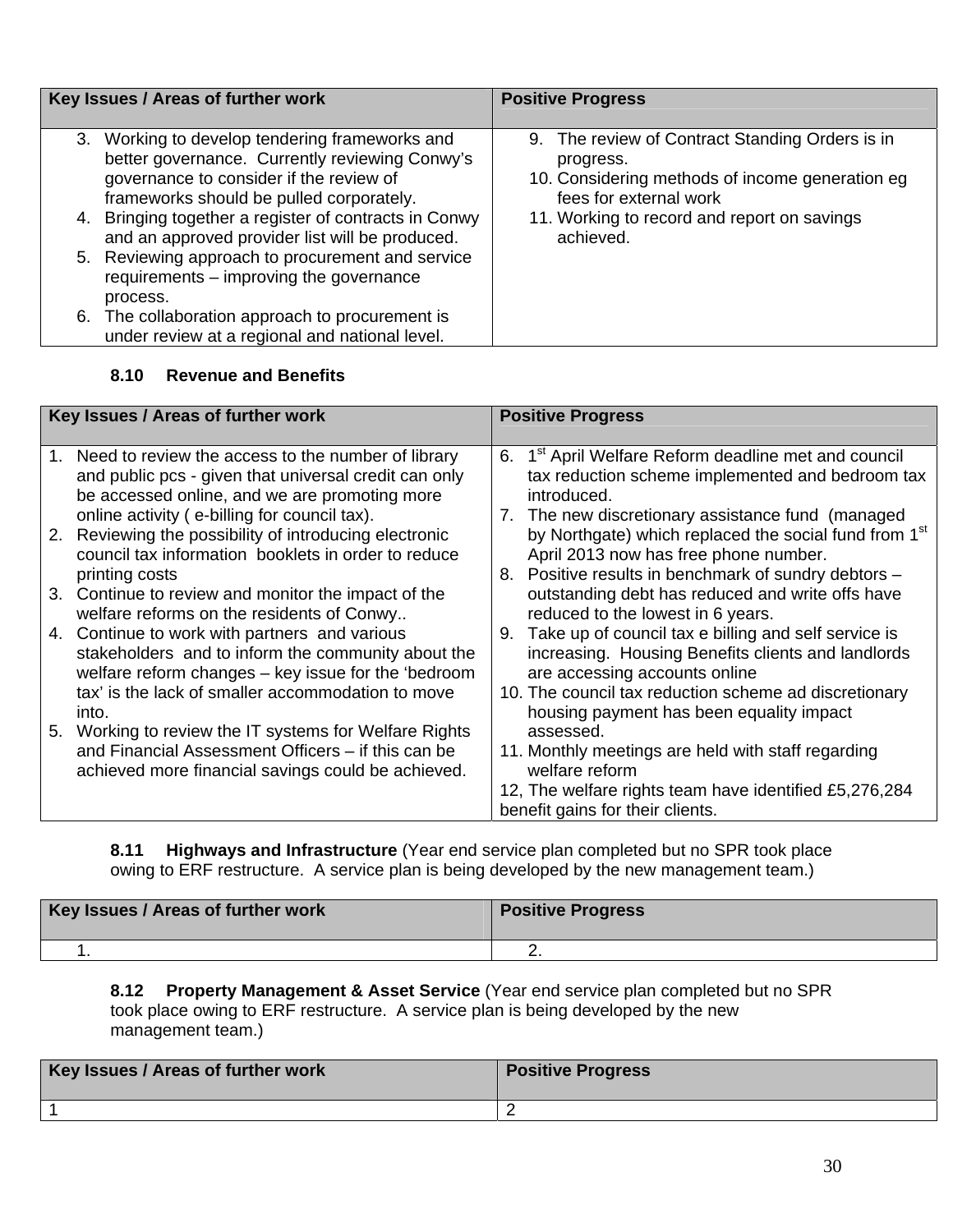| Key Issues / Areas of further work | Positive Progress |
|---|---|
| 3. Working to develop tendering frameworks and better governance. Currently reviewing Conwy's governance to consider if the review of frameworks should be pulled corporately.<br>4. Bringing together a register of contracts in Conwy and an approved provider list will be produced.<br>5. Reviewing approach to procurement and service requirements – improving the governance process.<br>6. The collaboration approach to procurement is under review at a regional and national level. | 9. The review of Contract Standing Orders is in progress.<br>10. Considering methods of income generation eg fees for external work<br>11. Working to record and report on savings achieved. |

### 8.10 Revenue and Benefits

| Key Issues / Areas of further work | Positive Progress |
|---|---|
| 1. Need to review the access to the number of library and public pcs - given that universal credit can only be accessed online, and we are promoting more online activity ( e-billing for council tax).<br>2. Reviewing the possibility of introducing electronic council tax information booklets in order to reduce printing costs<br>3. Continue to review and monitor the impact of the welfare reforms on the residents of Conwy..<br>4. Continue to work with partners and various stakeholders and to inform the community about the welfare reform changes – key issue for the 'bedroom tax' is the lack of smaller accommodation to move into.<br>5. Working to review the IT systems for Welfare Rights and Financial Assessment Officers – if this can be achieved more financial savings could be achieved. | 6. 1st April Welfare Reform deadline met and council tax reduction scheme implemented and bedroom tax introduced.<br>7. The new discretionary assistance fund (managed by Northgate) which replaced the social fund from 1st April 2013 now has free phone number.<br>8. Positive results in benchmark of sundry debtors – outstanding debt has reduced and write offs have reduced to the lowest in 6 years.<br>9. Take up of council tax e billing and self service is increasing. Housing Benefits clients and landlords are accessing accounts online<br>10. The council tax reduction scheme ad discretionary housing payment has been equality impact assessed.<br>11. Monthly meetings are held with staff regarding welfare reform<br>12, The welfare rights team have identified £5,276,284 benefit gains for their clients. |

### 8.11 Highways and Infrastructure (Year end service plan completed but no SPR took place owing to ERF restructure. A service plan is being developed by the new management team.)

| Key Issues / Areas of further work | Positive Progress |
|---|---|
| 1. | 2. |

### 8.12 Property Management & Asset Service (Year end service plan completed but no SPR took place owing to ERF restructure. A service plan is being developed by the new management team.)

| Key Issues / Areas of further work | Positive Progress |
|---|---|
| 1 | 2 |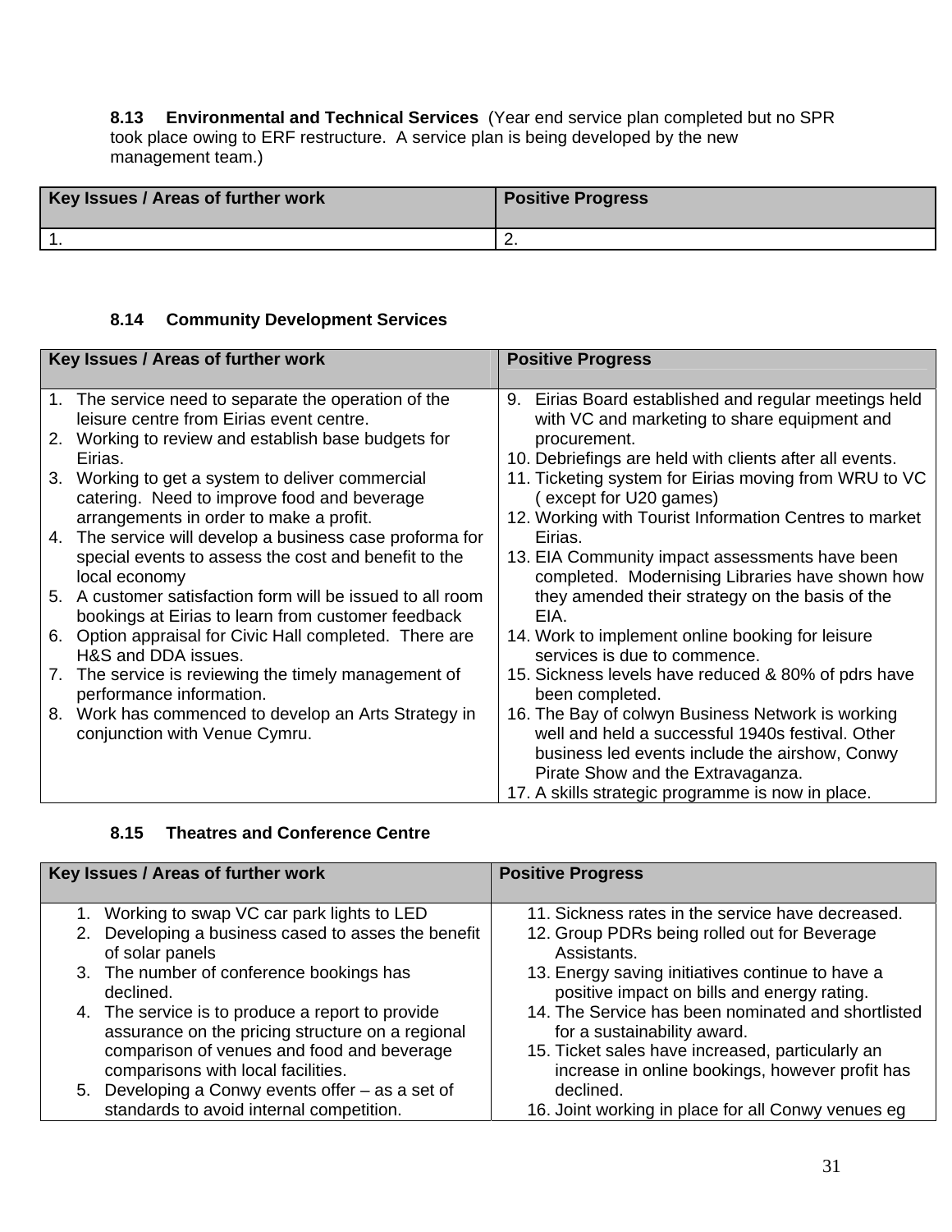**8.13 Environmental and Technical Services** (Year end service plan completed but no SPR took place owing to ERF restructure. A service plan is being developed by the new management team.)

| Key Issues / Areas of further work | Positive Progress |
|---|---|
| 1. | 2. |

**8.14 Community Development Services**

| Key Issues / Areas of further work | Positive Progress |
|---|---|
| 1. The service need to separate the operation of the leisure centre from Eirias event centre.<br>2. Working to review and establish base budgets for Eirias.<br>3. Working to get a system to deliver commercial catering. Need to improve food and beverage arrangements in order to make a profit.<br>4. The service will develop a business case proforma for special events to assess the cost and benefit to the local economy<br>5. A customer satisfaction form will be issued to all room bookings at Eirias to learn from customer feedback<br>6. Option appraisal for Civic Hall completed. There are H&S and DDA issues.<br>7. The service is reviewing the timely management of performance information.<br>8. Work has commenced to develop an Arts Strategy in conjunction with Venue Cymru. | 9. Eirias Board established and regular meetings held with VC and marketing to share equipment and procurement.<br>10. Debriefings are held with clients after all events.<br>11. Ticketing system for Eirias moving from WRU to VC ( except for U20 games)<br>12. Working with Tourist Information Centres to market Eirias.<br>13. EIA Community impact assessments have been completed. Modernising Libraries have shown how they amended their strategy on the basis of the EIA.<br>14. Work to implement online booking for leisure services is due to commence.<br>15. Sickness levels have reduced & 80% of pdrs have been completed.<br>16. The Bay of colwyn Business Network is working well and held a successful 1940s festival. Other business led events include the airshow, Conwy Pirate Show and the Extravaganza.<br>17. A skills strategic programme is now in place. |

**8.15 Theatres and Conference Centre**

| Key Issues / Areas of further work | Positive Progress |
|---|---|
| 1. Working to swap VC car park lights to LED<br>2. Developing a business cased to asses the benefit of solar panels<br>3. The number of conference bookings has declined.<br>4. The service is to produce a report to provide assurance on the pricing structure on a regional comparison of venues and food and beverage comparisons with local facilities.<br>5. Developing a Conwy events offer – as a set of standards to avoid internal competition. | 11. Sickness rates in the service have decreased.<br>12. Group PDRs being rolled out for Beverage Assistants.<br>13. Energy saving initiatives continue to have a positive impact on bills and energy rating.<br>14. The Service has been nominated and shortlisted for a sustainability award.<br>15. Ticket sales have increased, particularly an increase in online bookings, however profit has declined.<br>16. Joint working in place for all Conwy venues eg |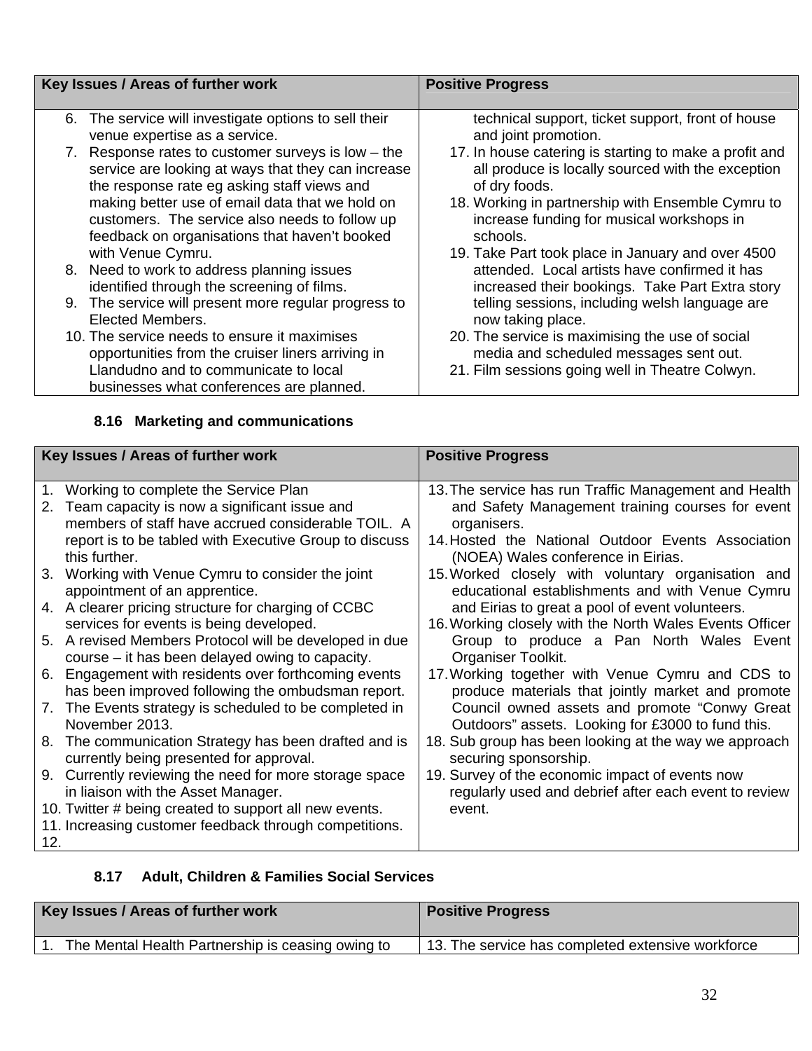| Key Issues / Areas of further work | Positive Progress |
|---|---|
| 6. The service will investigate options to sell their venue expertise as a service.<br>7. Response rates to customer surveys is low – the service are looking at ways that they can increase the response rate eg asking staff views and making better use of email data that we hold on customers. The service also needs to follow up feedback on organisations that haven't booked with Venue Cymru.<br>8. Need to work to address planning issues identified through the screening of films.<br>9. The service will present more regular progress to Elected Members.<br>10. The service needs to ensure it maximises opportunities from the cruiser liners arriving in Llandudno and to communicate to local businesses what conferences are planned. | technical support, ticket support, front of house and joint promotion.<br>17. In house catering is starting to make a profit and all produce is locally sourced with the exception of dry foods.<br>18. Working in partnership with Ensemble Cymru to increase funding for musical workshops in schools.<br>19. Take Part took place in January and over 4500 attended. Local artists have confirmed it has increased their bookings. Take Part Extra story telling sessions, including welsh language are now taking place.<br>20. The service is maximising the use of social media and scheduled messages sent out.<br>21. Film sessions going well in Theatre Colwyn. |

### 8.16 Marketing and communications

| Key Issues / Areas of further work | Positive Progress |
|---|---|
| 1. Working to complete the Service Plan<br>2. Team capacity is now a significant issue and members of staff have accrued considerable TOIL. A report is to be tabled with Executive Group to discuss this further.<br>3. Working with Venue Cymru to consider the joint appointment of an apprentice.<br>4. A clearer pricing structure for charging of CCBC services for events is being developed.<br>5. A revised Members Protocol will be developed in due course – it has been delayed owing to capacity.<br>6. Engagement with residents over forthcoming events has been improved following the ombudsman report.<br>7. The Events strategy is scheduled to be completed in November 2013.<br>8. The communication Strategy has been drafted and is currently being presented for approval.<br>9. Currently reviewing the need for more storage space in liaison with the Asset Manager.<br>10. Twitter # being created to support all new events.<br>11. Increasing customer feedback through competitions.<br>12. | 13. The service has run Traffic Management and Health and Safety Management training courses for event organisers.<br>14. Hosted the National Outdoor Events Association (NOEA) Wales conference in Eirias.<br>15. Worked closely with voluntary organisation and educational establishments and with Venue Cymru and Eirias to great a pool of event volunteers.<br>16. Working closely with the North Wales Events Officer Group to produce a Pan North Wales Event Organiser Toolkit.<br>17. Working together with Venue Cymru and CDS to produce materials that jointly market and promote Council owned assets and promote "Conwy Great Outdoors" assets. Looking for £3000 to fund this.<br>18. Sub group has been looking at the way we approach securing sponsorship.<br>19. Survey of the economic impact of events now regularly used and debrief after each event to review event. |

### 8.17 Adult, Children & Families Social Services

| Key Issues / Areas of further work | Positive Progress |
|---|---|
| 1. The Mental Health Partnership is ceasing owing to | 13. The service has completed extensive workforce |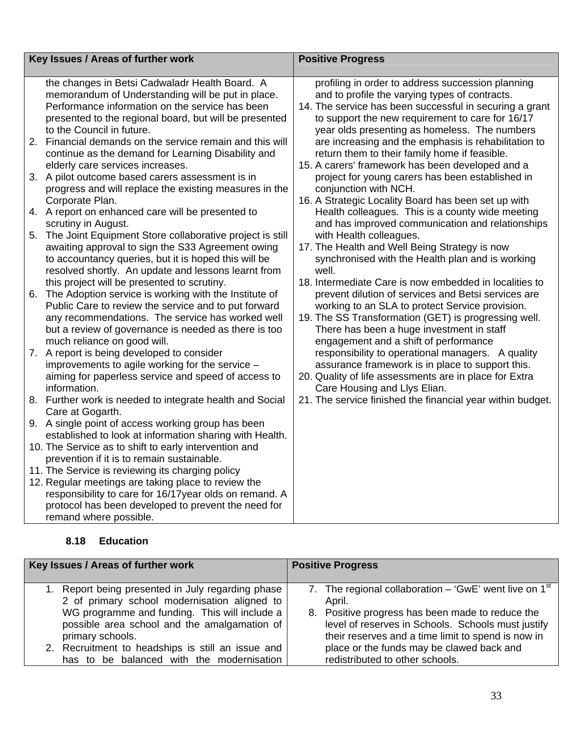| Key Issues / Areas of further work | Positive Progress |
|---|---|
| the changes in Betsi Cadwaladr Health Board. A memorandum of Understanding will be put in place. Performance information on the service has been presented to the regional board, but will be presented to the Council in future.<br>2. Financial demands on the service remain and this will continue as the demand for Learning Disability and elderly care services increases.<br>3. A pilot outcome based carers assessment is in progress and will replace the existing measures in the Corporate Plan.<br>4. A report on enhanced care will be presented to scrutiny in August.<br>5. The Joint Equipment Store collaborative project is still awaiting approval to sign the S33 Agreement owing to accountancy queries, but it is hoped this will be resolved shortly. An update and lessons learnt from this project will be presented to scrutiny.<br>6. The Adoption service is working with the Institute of Public Care to review the service and to put forward any recommendations. The service has worked well but a review of governance is needed as there is too much reliance on good will.<br>7. A report is being developed to consider improvements to agile working for the service – aiming for paperless service and speed of access to information.<br>8. Further work is needed to integrate health and Social Care at Gogarth.<br>9. A single point of access working group has been established to look at information sharing with Health.<br>10. The Service as to shift to early intervention and prevention if it is to remain sustainable.<br>11. The Service is reviewing its charging policy<br>12. Regular meetings are taking place to review the responsibility to care for 16/17year olds on remand. A protocol has been developed to prevent the need for remand where possible. | profiling in order to address succession planning and to profile the varying types of contracts.<br>14. The service has been successful in securing a grant to support the new requirement to care for 16/17 year olds presenting as homeless. The numbers are increasing and the emphasis is rehabilitation to return them to their family home if feasible.<br>15. A carers' framework has been developed and a project for young carers has been established in conjunction with NCH.<br>16. A Strategic Locality Board has been set up with Health colleagues. This is a county wide meeting and has improved communication and relationships with Health colleagues.<br>17. The Health and Well Being Strategy is now synchronised with the Health plan and is working well.<br>18. Intermediate Care is now embedded in localities to prevent dilution of services and Betsi services are working to an SLA to protect Service provision.<br>19. The SS Transformation (GET) is progressing well. There has been a huge investment in staff engagement and a shift of performance responsibility to operational managers. A quality assurance framework is in place to support this.<br>20. Quality of life assessments are in place for Extra Care Housing and Llys Elian.<br>21. The service finished the financial year within budget. |

**8.18 Education**

| Key Issues / Areas of further work | Positive Progress |
|---|---|
| 1. Report being presented in July regarding phase 2 of primary school modernisation aligned to WG programme and funding. This will include a possible area school and the amalgamation of primary schools.<br>2. Recruitment to headships is still an issue and has to be balanced with the modernisation | 7. The regional collaboration – 'GwE' went live on 1st April.<br>8. Positive progress has been made to reduce the level of reserves in Schools. Schools must justify their reserves and a time limit to spend is now in place or the funds may be clawed back and redistributed to other schools. |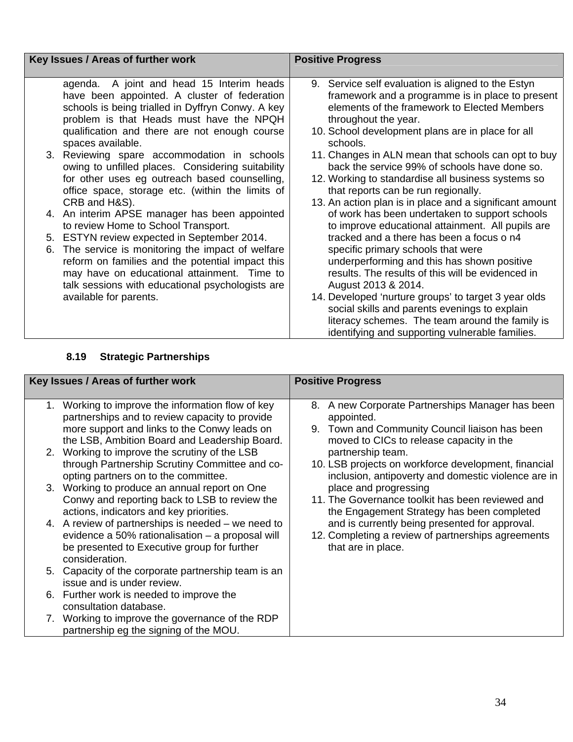| Key Issues / Areas of further work | Positive Progress |
|---|---|
| agenda. A joint and head 15 Interim heads have been appointed. A cluster of federation schools is being trialled in Dyffryn Conwy. A key problem is that Heads must have the NPQH qualification and there are not enough course spaces available.<br>3. Reviewing spare accommodation in schools owing to unfilled places. Considering suitability for other uses eg outreach based counselling, office space, storage etc. (within the limits of CRB and H&S).<br>4. An interim APSE manager has been appointed to review Home to School Transport.<br>5. ESTYN review expected in September 2014.<br>6. The service is monitoring the impact of welfare reform on families and the potential impact this may have on educational attainment. Time to talk sessions with educational psychologists are available for parents. | 9. Service self evaluation is aligned to the Estyn framework and a programme is in place to present elements of the framework to Elected Members throughout the year.<br>10. School development plans are in place for all schools.<br>11. Changes in ALN mean that schools can opt to buy back the service 99% of schools have done so.<br>12. Working to standardise all business systems so that reports can be run regionally.<br>13. An action plan is in place and a significant amount of work has been undertaken to support schools to improve educational attainment. All pupils are tracked and a there has been a focus o n4 specific primary schools that were underperforming and this has shown positive results. The results of this will be evidenced in August 2013 & 2014.<br>14. Developed 'nurture groups' to target 3 year olds social skills and parents evenings to explain literacy schemes. The team around the family is identifying and supporting vulnerable families. |

### 8.19 Strategic Partnerships

| Key Issues / Areas of further work | Positive Progress |
|---|---|
| 1. Working to improve the information flow of key partnerships and to review capacity to provide more support and links to the Conwy leads on the LSB, Ambition Board and Leadership Board.<br>2. Working to improve the scrutiny of the LSB through Partnership Scrutiny Committee and co-opting partners on to the committee.<br>3. Working to produce an annual report on One Conwy and reporting back to LSB to review the actions, indicators and key priorities.<br>4. A review of partnerships is needed – we need to evidence a 50% rationalisation – a proposal will be presented to Executive group for further consideration.<br>5. Capacity of the corporate partnership team is an issue and is under review.<br>6. Further work is needed to improve the consultation database.<br>7. Working to improve the governance of the RDP partnership eg the signing of the MOU. | 8. A new Corporate Partnerships Manager has been appointed.<br>9. Town and Community Council liaison has been moved to CICs to release capacity in the partnership team.<br>10. LSB projects on workforce development, financial inclusion, antipoverty and domestic violence are in place and progressing<br>11. The Governance toolkit has been reviewed and the Engagement Strategy has been completed and is currently being presented for approval.<br>12. Completing a review of partnerships agreements that are in place. |